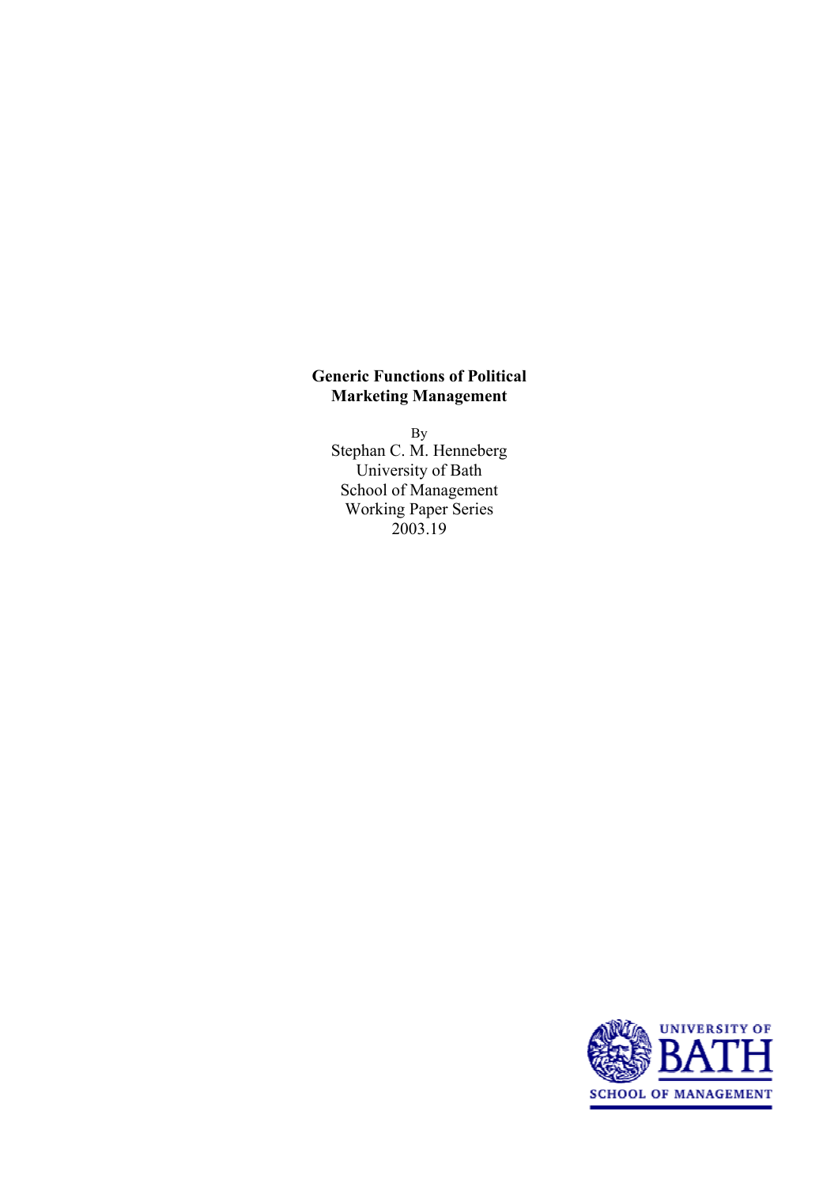**Generic Functions of Political Marketing Management**

By

Stephan C. M. Henneberg

University of Bath

School of Management

Working Paper Series

2003.19

UNIVERSITY OF BATH

SCHOOL OF MANAGEMENT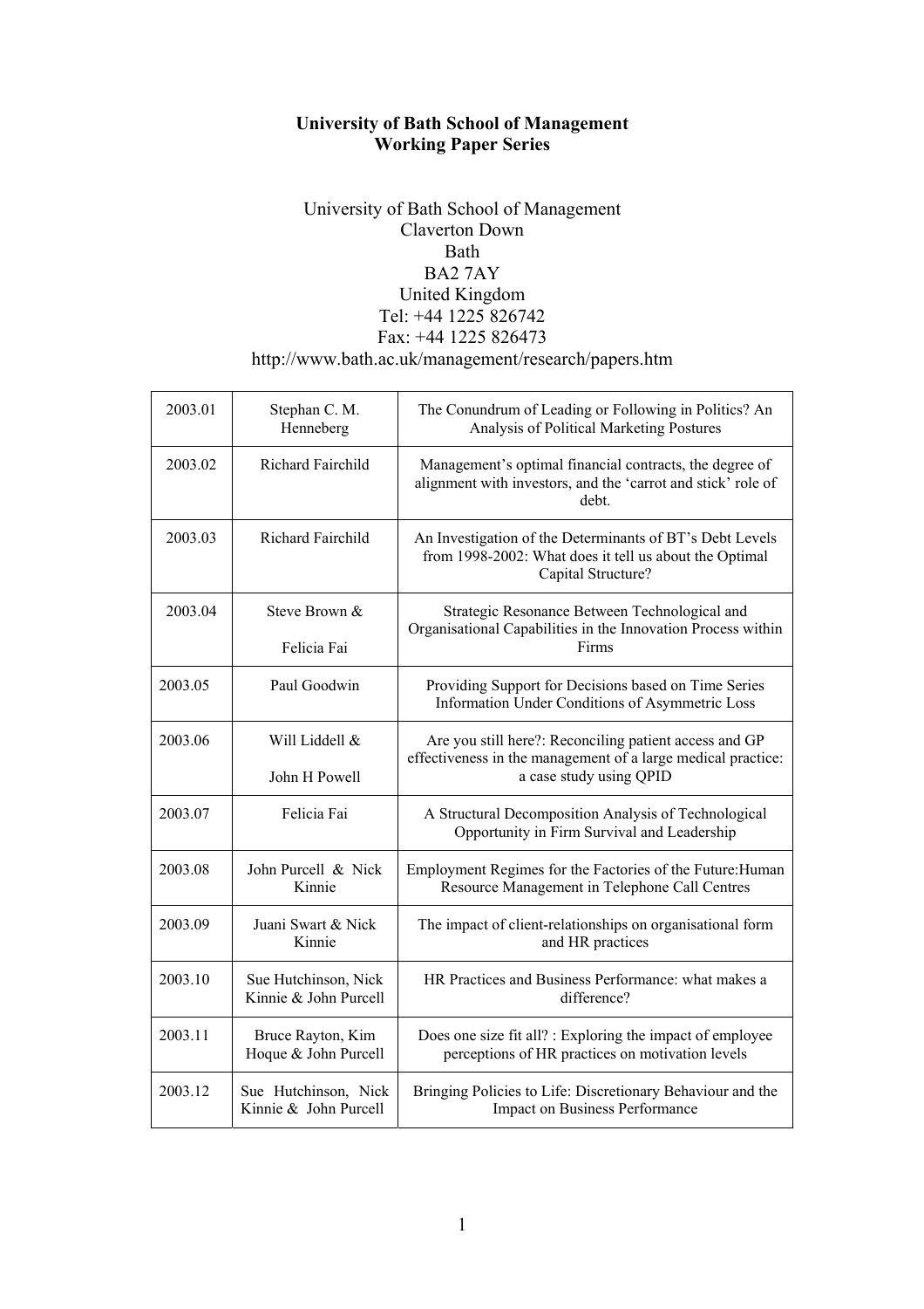**University of Bath School of Management**
**Working Paper Series**

University of Bath School of Management
Claverton Down
Bath
BA2 7AY
United Kingdom
Tel: +44 1225 826742
Fax: +44 1225 826473
http://www.bath.ac.uk/management/research/papers.htm

| | | |
|---|---|---|
| 2003.01 | Stephan C. M. Henneberg | The Conundrum of Leading or Following in Politics? An Analysis of Political Marketing Postures |
| 2003.02 | Richard Fairchild | Management's optimal financial contracts, the degree of alignment with investors, and the 'carrot and stick' role of debt. |
| 2003.03 | Richard Fairchild | An Investigation of the Determinants of BT's Debt Levels from 1998-2002: What does it tell us about the Optimal Capital Structure? |
| 2003.04 | Steve Brown & Felicia Fai | Strategic Resonance Between Technological and Organisational Capabilities in the Innovation Process within Firms |
| 2003.05 | Paul Goodwin | Providing Support for Decisions based on Time Series Information Under Conditions of Asymmetric Loss |
| 2003.06 | Will Liddell & John H Powell | Are you still here?: Reconciling patient access and GP effectiveness in the management of a large medical practice: a case study using QPID |
| 2003.07 | Felicia Fai | A Structural Decomposition Analysis of Technological Opportunity in Firm Survival and Leadership |
| 2003.08 | John Purcell & Nick Kinnie | Employment Regimes for the Factories of the Future:Human Resource Management in Telephone Call Centres |
| 2003.09 | Juani Swart & Nick Kinnie | The impact of client-relationships on organisational form and HR practices |
| 2003.10 | Sue Hutchinson, Nick Kinnie & John Purcell | HR Practices and Business Performance: what makes a difference? |
| 2003.11 | Bruce Rayton, Kim Hoque & John Purcell | Does one size fit all? : Exploring the impact of employee perceptions of HR practices on motivation levels |
| 2003.12 | Sue Hutchinson, Nick Kinnie & John Purcell | Bringing Policies to Life: Discretionary Behaviour and the Impact on Business Performance |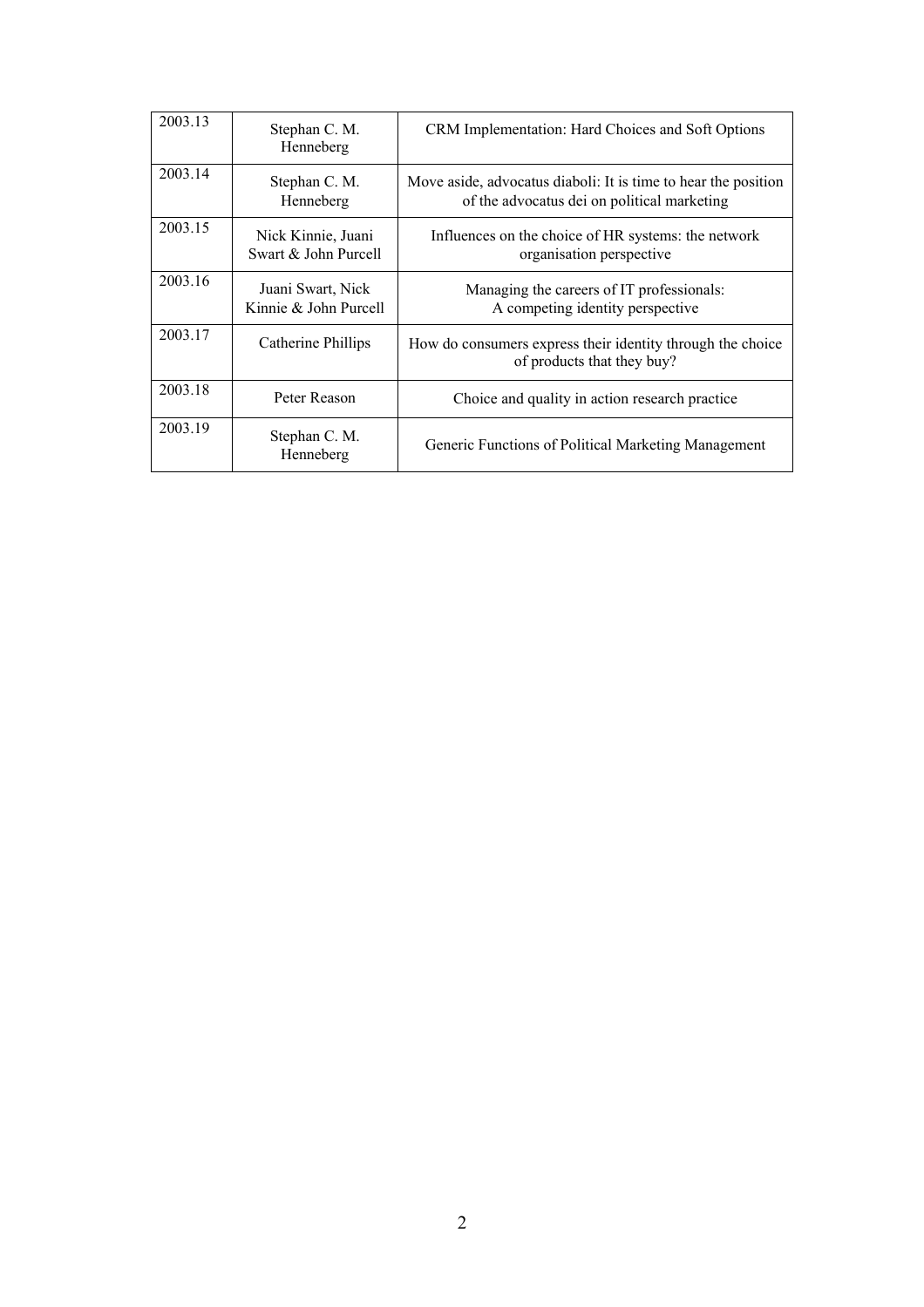| | | |
|---|---|---|
| 2003.13 | Stephan C. M. Henneberg | CRM Implementation: Hard Choices and Soft Options |
| 2003.14 | Stephan C. M. Henneberg | Move aside, advocatus diaboli: It is time to hear the position of the advocatus dei on political marketing |
| 2003.15 | Nick Kinnie, Juani Swart & John Purcell | Influences on the choice of HR systems: the network organisation perspective |
| 2003.16 | Juani Swart, Nick Kinnie & John Purcell | Managing the careers of IT professionals: A competing identity perspective |
| 2003.17 | Catherine Phillips | How do consumers express their identity through the choice of products that they buy? |
| 2003.18 | Peter Reason | Choice and quality in action research practice |
| 2003.19 | Stephan C. M. Henneberg | Generic Functions of Political Marketing Management |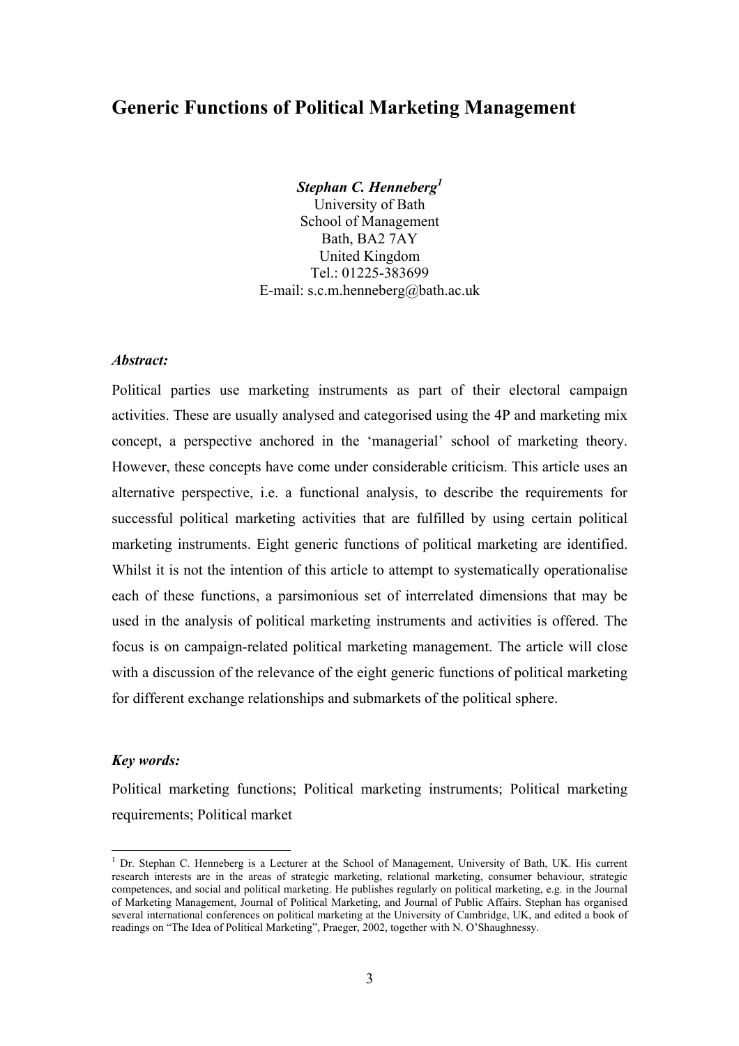# Generic Functions of Political Marketing Management

***Stephan C. Henneberg***[1]
University of Bath
School of Management
Bath, BA2 7AY
United Kingdom
Tel.: 01225-383699
E-mail: s.c.m.henneberg@bath.ac.uk

***Abstract:***

Political parties use marketing instruments as part of their electoral campaign activities. These are usually analysed and categorised using the 4P and marketing mix concept, a perspective anchored in the 'managerial' school of marketing theory. However, these concepts have come under considerable criticism. This article uses an alternative perspective, i.e. a functional analysis, to describe the requirements for successful political marketing activities that are fulfilled by using certain political marketing instruments. Eight generic functions of political marketing are identified. Whilst it is not the intention of this article to attempt to systematically operationalise each of these functions, a parsimonious set of interrelated dimensions that may be used in the analysis of political marketing instruments and activities is offered. The focus is on campaign-related political marketing management. The article will close with a discussion of the relevance of the eight generic functions of political marketing for different exchange relationships and submarkets of the political sphere.

***Key words:***

Political marketing functions; Political marketing instruments; Political marketing requirements; Political market

[1] Dr. Stephan C. Henneberg is a Lecturer at the School of Management, University of Bath, UK. His current research interests are in the areas of strategic marketing, relational marketing, consumer behaviour, strategic competences, and social and political marketing. He publishes regularly on political marketing, e.g. in the Journal of Marketing Management, Journal of Political Marketing, and Journal of Public Affairs. Stephan has organised several international conferences on political marketing at the University of Cambridge, UK, and edited a book of readings on "The Idea of Political Marketing", Praeger, 2002, together with N. O'Shaughnessy.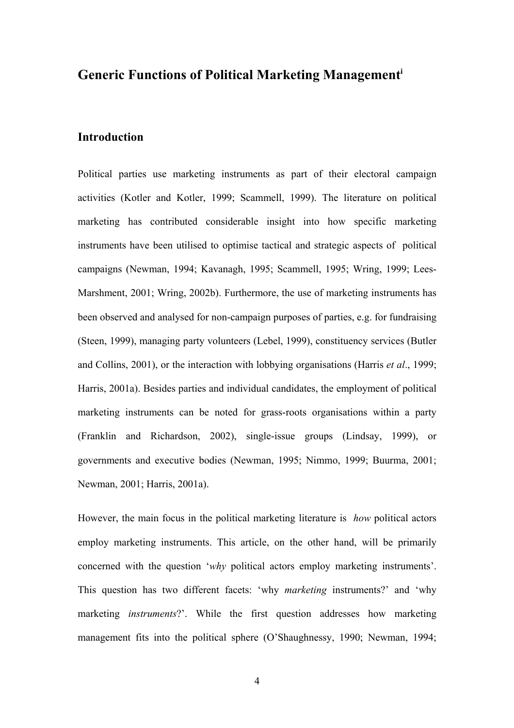# Generic Functions of Political Marketing Management[i]

## Introduction

Political parties use marketing instruments as part of their electoral campaign activities (Kotler and Kotler, 1999; Scammell, 1999). The literature on political marketing has contributed considerable insight into how specific marketing instruments have been utilised to optimise tactical and strategic aspects of political campaigns (Newman, 1994; Kavanagh, 1995; Scammell, 1995; Wring, 1999; Lees-Marshment, 2001; Wring, 2002b). Furthermore, the use of marketing instruments has been observed and analysed for non-campaign purposes of parties, e.g. for fundraising (Steen, 1999), managing party volunteers (Lebel, 1999), constituency services (Butler and Collins, 2001), or the interaction with lobbying organisations (Harris *et al*., 1999; Harris, 2001a). Besides parties and individual candidates, the employment of political marketing instruments can be noted for grass-roots organisations within a party (Franklin and Richardson, 2002), single-issue groups (Lindsay, 1999), or governments and executive bodies (Newman, 1995; Nimmo, 1999; Buurma, 2001; Newman, 2001; Harris, 2001a).

However, the main focus in the political marketing literature is *how* political actors employ marketing instruments. This article, on the other hand, will be primarily concerned with the question '*why* political actors employ marketing instruments'. This question has two different facets: 'why *marketing* instruments?' and 'why marketing *instruments*?'. While the first question addresses how marketing management fits into the political sphere (O'Shaughnessy, 1990; Newman, 1994;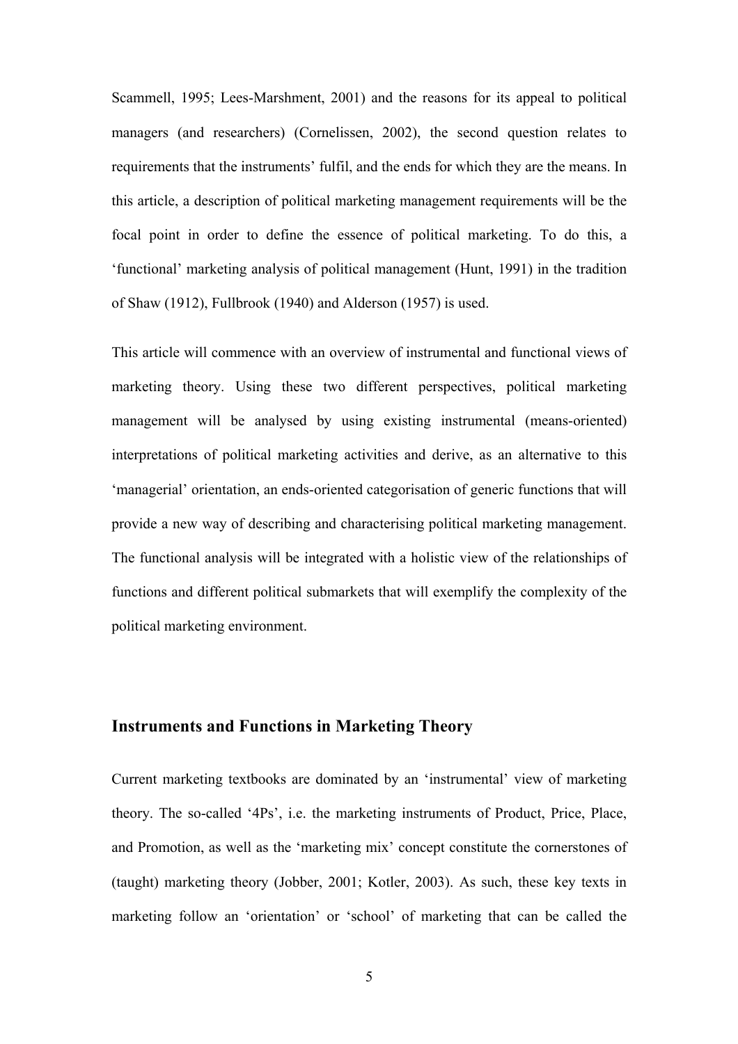Scammell, 1995; Lees-Marshment, 2001) and the reasons for its appeal to political managers (and researchers) (Cornelissen, 2002), the second question relates to requirements that the instruments' fulfil, and the ends for which they are the means. In this article, a description of political marketing management requirements will be the focal point in order to define the essence of political marketing. To do this, a 'functional' marketing analysis of political management (Hunt, 1991) in the tradition of Shaw (1912), Fullbrook (1940) and Alderson (1957) is used.

This article will commence with an overview of instrumental and functional views of marketing theory. Using these two different perspectives, political marketing management will be analysed by using existing instrumental (means-oriented) interpretations of political marketing activities and derive, as an alternative to this 'managerial' orientation, an ends-oriented categorisation of generic functions that will provide a new way of describing and characterising political marketing management. The functional analysis will be integrated with a holistic view of the relationships of functions and different political submarkets that will exemplify the complexity of the political marketing environment.

## Instruments and Functions in Marketing Theory

Current marketing textbooks are dominated by an 'instrumental' view of marketing theory. The so-called '4Ps', i.e. the marketing instruments of Product, Price, Place, and Promotion, as well as the 'marketing mix' concept constitute the cornerstones of (taught) marketing theory (Jobber, 2001; Kotler, 2003). As such, these key texts in marketing follow an 'orientation' or 'school' of marketing that can be called the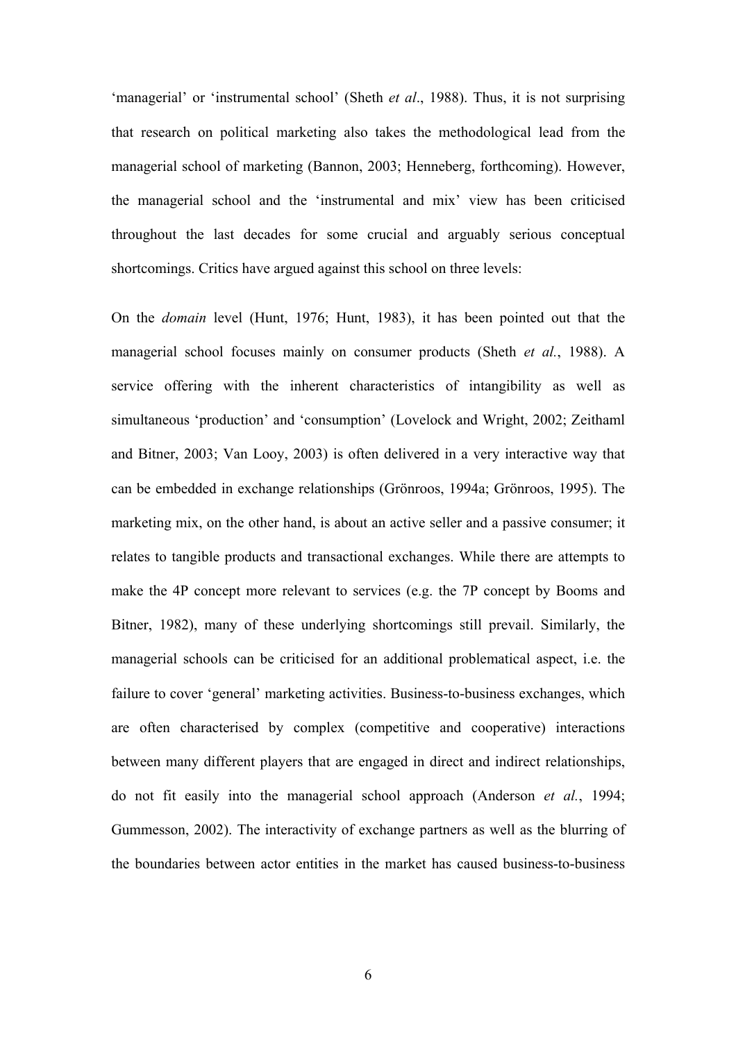'managerial' or 'instrumental school' (Sheth *et al*., 1988). Thus, it is not surprising that research on political marketing also takes the methodological lead from the managerial school of marketing (Bannon, 2003; Henneberg, forthcoming). However, the managerial school and the 'instrumental and mix' view has been criticised throughout the last decades for some crucial and arguably serious conceptual shortcomings. Critics have argued against this school on three levels:

On the *domain* level (Hunt, 1976; Hunt, 1983), it has been pointed out that the managerial school focuses mainly on consumer products (Sheth *et al.*, 1988). A service offering with the inherent characteristics of intangibility as well as simultaneous 'production' and 'consumption' (Lovelock and Wright, 2002; Zeithaml and Bitner, 2003; Van Looy, 2003) is often delivered in a very interactive way that can be embedded in exchange relationships (Grönroos, 1994a; Grönroos, 1995). The marketing mix, on the other hand, is about an active seller and a passive consumer; it relates to tangible products and transactional exchanges. While there are attempts to make the 4P concept more relevant to services (e.g. the 7P concept by Booms and Bitner, 1982), many of these underlying shortcomings still prevail. Similarly, the managerial schools can be criticised for an additional problematical aspect, i.e. the failure to cover 'general' marketing activities. Business-to-business exchanges, which are often characterised by complex (competitive and cooperative) interactions between many different players that are engaged in direct and indirect relationships, do not fit easily into the managerial school approach (Anderson *et al.*, 1994; Gummesson, 2002). The interactivity of exchange partners as well as the blurring of the boundaries between actor entities in the market has caused business-to-business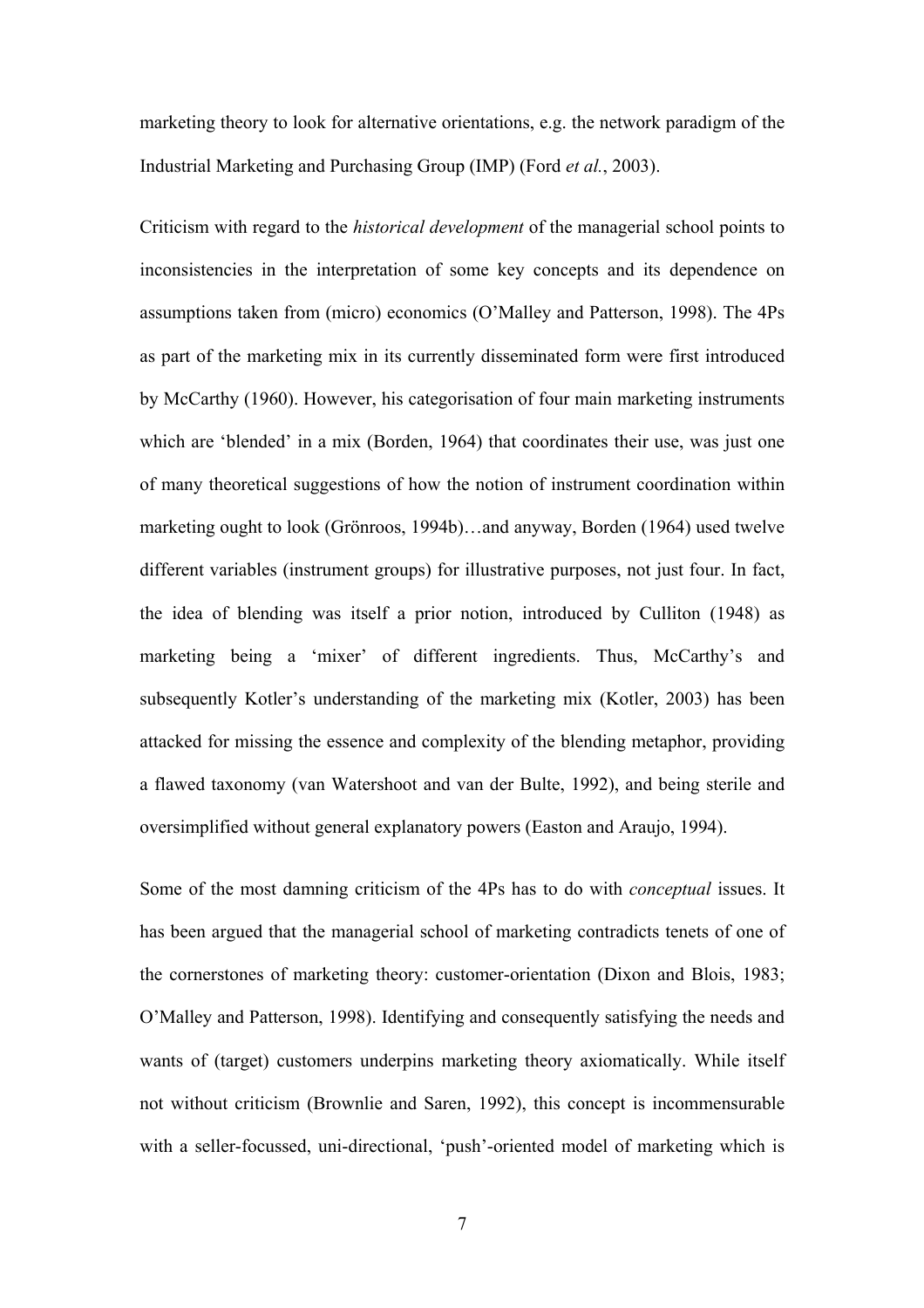marketing theory to look for alternative orientations, e.g. the network paradigm of the Industrial Marketing and Purchasing Group (IMP) (Ford *et al.*, 2003).

Criticism with regard to the *historical development* of the managerial school points to inconsistencies in the interpretation of some key concepts and its dependence on assumptions taken from (micro) economics (O'Malley and Patterson, 1998). The 4Ps as part of the marketing mix in its currently disseminated form were first introduced by McCarthy (1960). However, his categorisation of four main marketing instruments which are 'blended' in a mix (Borden, 1964) that coordinates their use, was just one of many theoretical suggestions of how the notion of instrument coordination within marketing ought to look (Grönroos, 1994b)…and anyway, Borden (1964) used twelve different variables (instrument groups) for illustrative purposes, not just four. In fact, the idea of blending was itself a prior notion, introduced by Culliton (1948) as marketing being a 'mixer' of different ingredients. Thus, McCarthy's and subsequently Kotler's understanding of the marketing mix (Kotler, 2003) has been attacked for missing the essence and complexity of the blending metaphor, providing a flawed taxonomy (van Watershoot and van der Bulte, 1992), and being sterile and oversimplified without general explanatory powers (Easton and Araujo, 1994).

Some of the most damning criticism of the 4Ps has to do with *conceptual* issues. It has been argued that the managerial school of marketing contradicts tenets of one of the cornerstones of marketing theory: customer-orientation (Dixon and Blois, 1983; O'Malley and Patterson, 1998). Identifying and consequently satisfying the needs and wants of (target) customers underpins marketing theory axiomatically. While itself not without criticism (Brownlie and Saren, 1992), this concept is incommensurable with a seller-focussed, uni-directional, 'push'-oriented model of marketing which is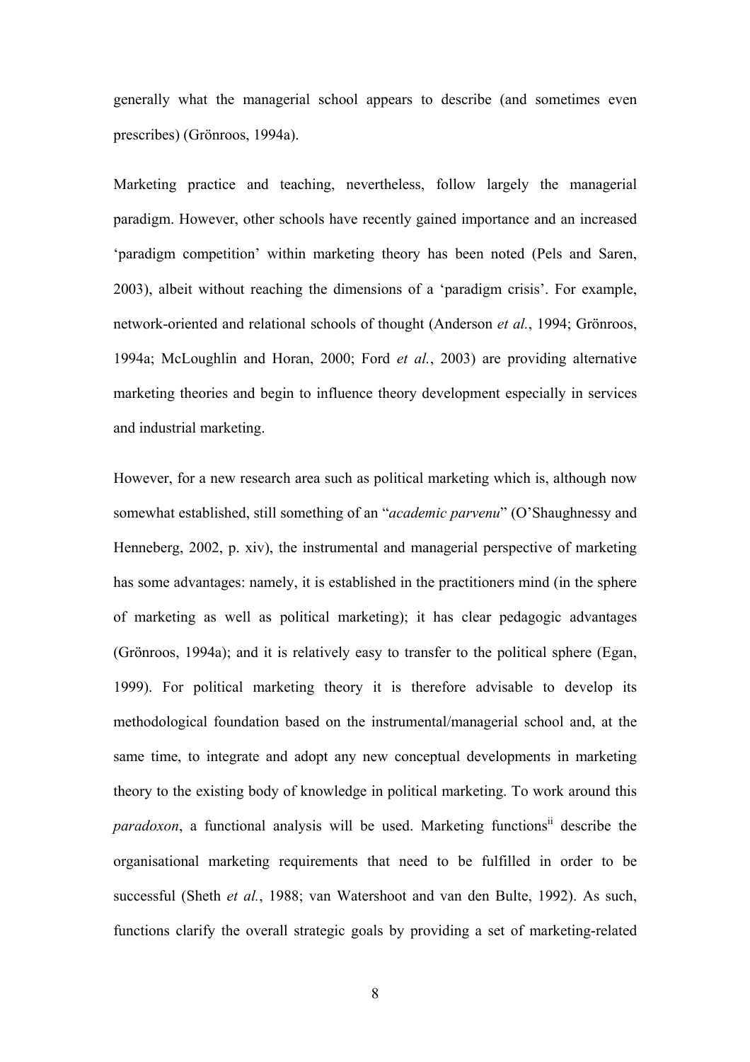generally what the managerial school appears to describe (and sometimes even prescribes) (Grönroos, 1994a).

Marketing practice and teaching, nevertheless, follow largely the managerial paradigm. However, other schools have recently gained importance and an increased 'paradigm competition' within marketing theory has been noted (Pels and Saren, 2003), albeit without reaching the dimensions of a 'paradigm crisis'. For example, network-oriented and relational schools of thought (Anderson *et al.*, 1994; Grönroos, 1994a; McLoughlin and Horan, 2000; Ford *et al.*, 2003) are providing alternative marketing theories and begin to influence theory development especially in services and industrial marketing.

However, for a new research area such as political marketing which is, although now somewhat established, still something of an "*academic parvenu*" (O'Shaughnessy and Henneberg, 2002, p. xiv), the instrumental and managerial perspective of marketing has some advantages: namely, it is established in the practitioners mind (in the sphere of marketing as well as political marketing); it has clear pedagogic advantages (Grönroos, 1994a); and it is relatively easy to transfer to the political sphere (Egan, 1999). For political marketing theory it is therefore advisable to develop its methodological foundation based on the instrumental/managerial school and, at the same time, to integrate and adopt any new conceptual developments in marketing theory to the existing body of knowledge in political marketing. To work around this *paradoxon*, a functional analysis will be used. Marketing functions[ii] describe the organisational marketing requirements that need to be fulfilled in order to be successful (Sheth *et al.*, 1988; van Watershoot and van den Bulte, 1992). As such, functions clarify the overall strategic goals by providing a set of marketing-related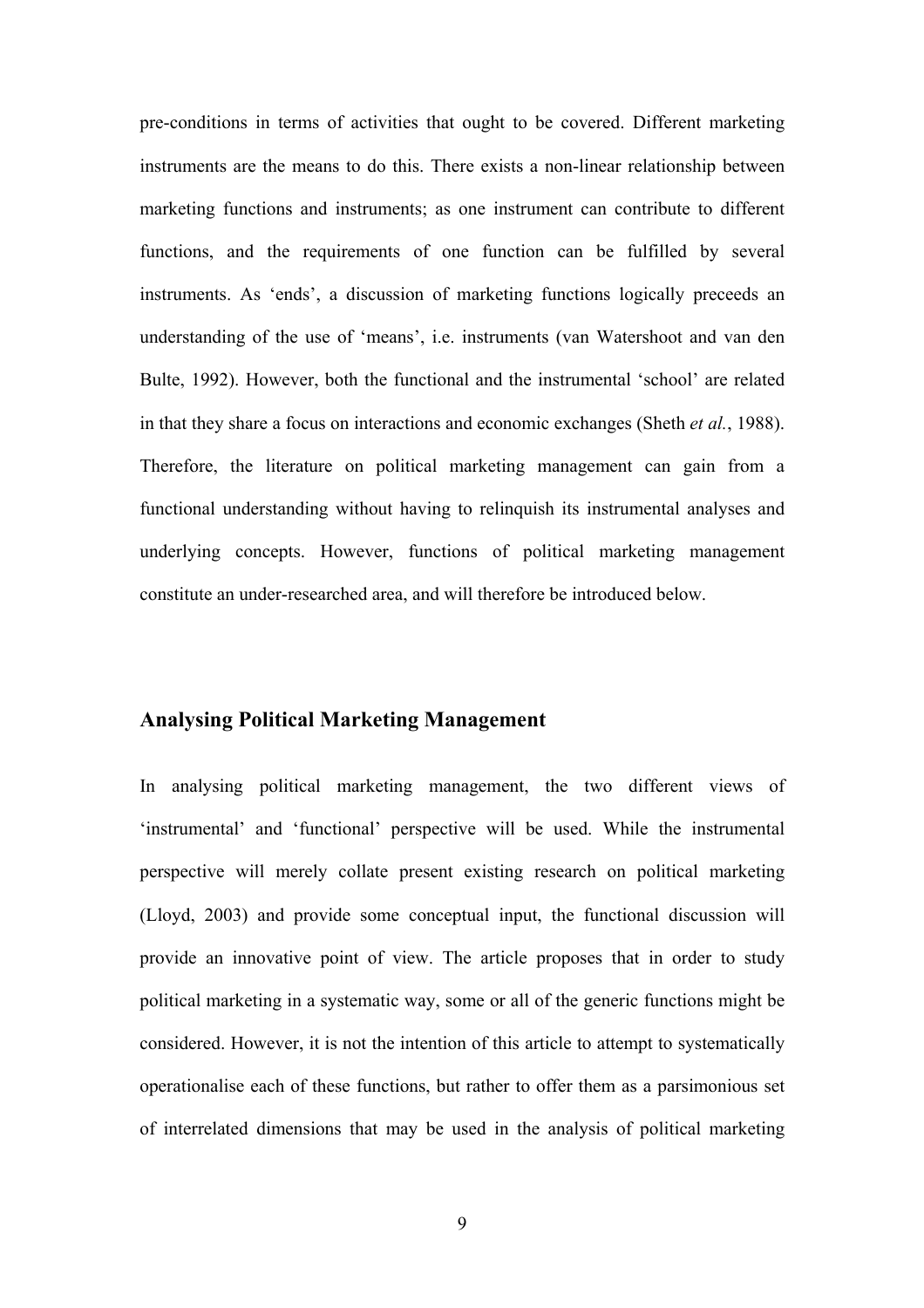pre-conditions in terms of activities that ought to be covered. Different marketing instruments are the means to do this. There exists a non-linear relationship between marketing functions and instruments; as one instrument can contribute to different functions, and the requirements of one function can be fulfilled by several instruments. As 'ends', a discussion of marketing functions logically preceeds an understanding of the use of 'means', i.e. instruments (van Watershoot and van den Bulte, 1992). However, both the functional and the instrumental 'school' are related in that they share a focus on interactions and economic exchanges (Sheth *et al.*, 1988). Therefore, the literature on political marketing management can gain from a functional understanding without having to relinquish its instrumental analyses and underlying concepts. However, functions of political marketing management constitute an under-researched area, and will therefore be introduced below.

## Analysing Political Marketing Management

In analysing political marketing management, the two different views of 'instrumental' and 'functional' perspective will be used. While the instrumental perspective will merely collate present existing research on political marketing (Lloyd, 2003) and provide some conceptual input, the functional discussion will provide an innovative point of view. The article proposes that in order to study political marketing in a systematic way, some or all of the generic functions might be considered. However, it is not the intention of this article to attempt to systematically operationalise each of these functions, but rather to offer them as a parsimonious set of interrelated dimensions that may be used in the analysis of political marketing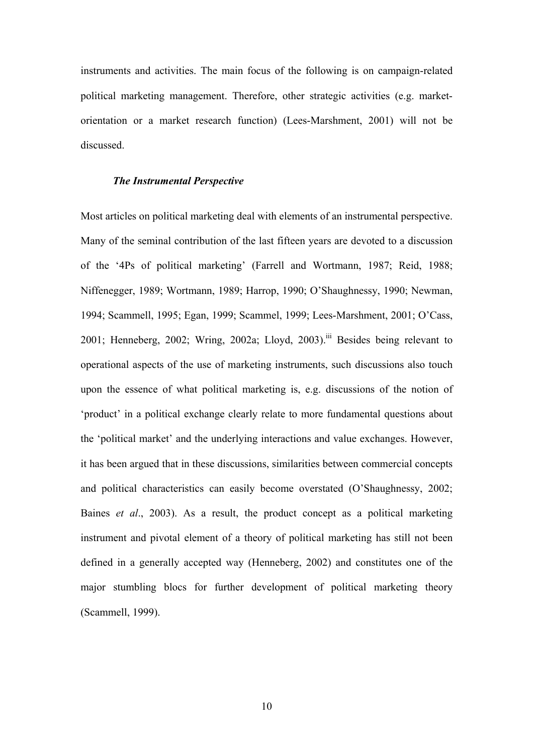instruments and activities. The main focus of the following is on campaign-related political marketing management. Therefore, other strategic activities (e.g. market-orientation or a market research function) (Lees-Marshment, 2001) will not be discussed.

### *The Instrumental Perspective*

Most articles on political marketing deal with elements of an instrumental perspective. Many of the seminal contribution of the last fifteen years are devoted to a discussion of the '4Ps of political marketing' (Farrell and Wortmann, 1987; Reid, 1988; Niffenegger, 1989; Wortmann, 1989; Harrop, 1990; O'Shaughnessy, 1990; Newman, 1994; Scammell, 1995; Egan, 1999; Scammel, 1999; Lees-Marshment, 2001; O'Cass, 2001; Henneberg, 2002; Wring, 2002a; Lloyd, 2003).[iii] Besides being relevant to operational aspects of the use of marketing instruments, such discussions also touch upon the essence of what political marketing is, e.g. discussions of the notion of 'product' in a political exchange clearly relate to more fundamental questions about the 'political market' and the underlying interactions and value exchanges. However, it has been argued that in these discussions, similarities between commercial concepts and political characteristics can easily become overstated (O'Shaughnessy, 2002; Baines *et al*., 2003). As a result, the product concept as a political marketing instrument and pivotal element of a theory of political marketing has still not been defined in a generally accepted way (Henneberg, 2002) and constitutes one of the major stumbling blocs for further development of political marketing theory (Scammell, 1999).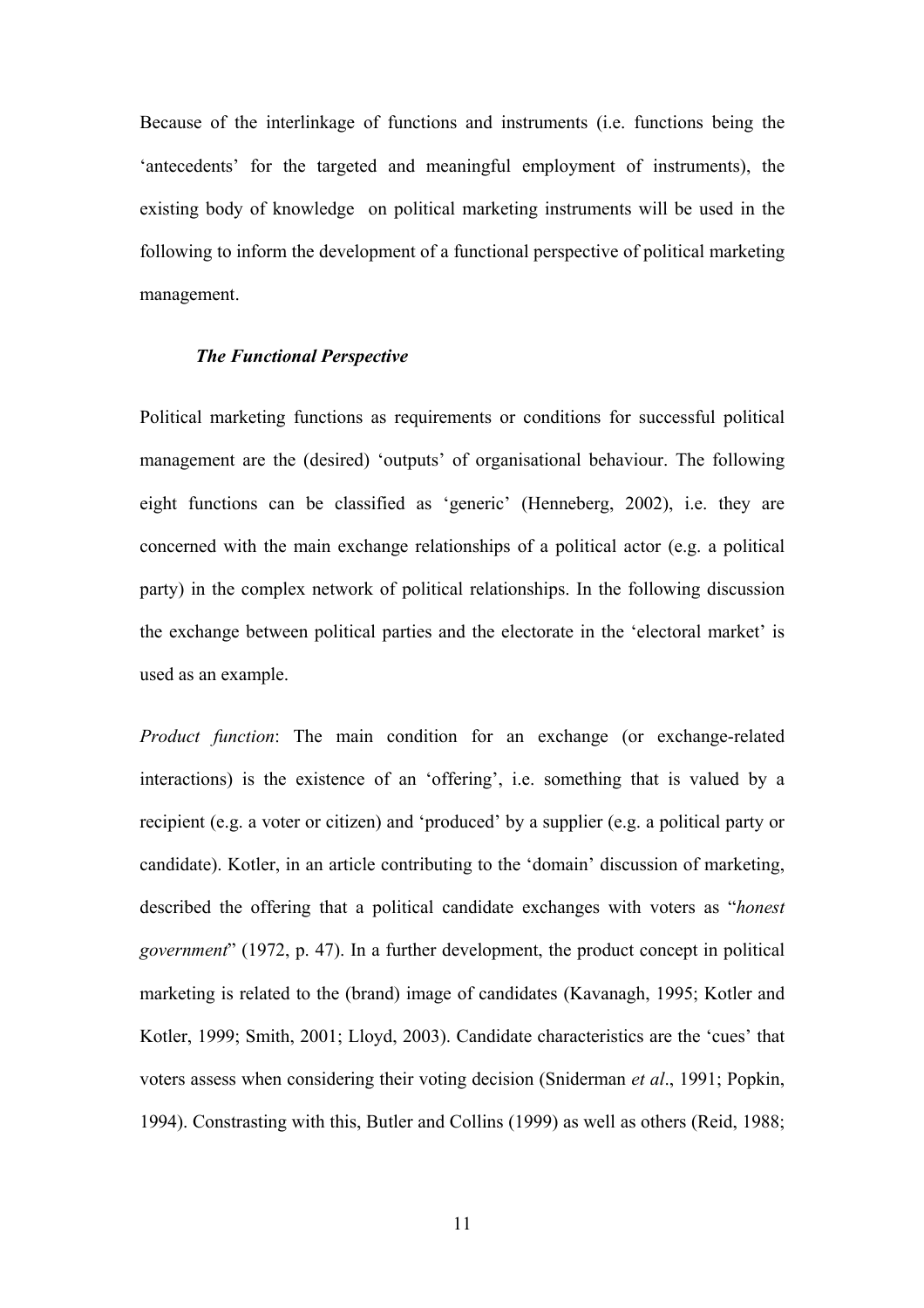Because of the interlinkage of functions and instruments (i.e. functions being the 'antecedents' for the targeted and meaningful employment of instruments), the existing body of knowledge on political marketing instruments will be used in the following to inform the development of a functional perspective of political marketing management.

### *The Functional Perspective*

Political marketing functions as requirements or conditions for successful political management are the (desired) 'outputs' of organisational behaviour. The following eight functions can be classified as 'generic' (Henneberg, 2002), i.e. they are concerned with the main exchange relationships of a political actor (e.g. a political party) in the complex network of political relationships. In the following discussion the exchange between political parties and the electorate in the 'electoral market' is used as an example.

*Product function*: The main condition for an exchange (or exchange-related interactions) is the existence of an 'offering', i.e. something that is valued by a recipient (e.g. a voter or citizen) and 'produced' by a supplier (e.g. a political party or candidate). Kotler, in an article contributing to the 'domain' discussion of marketing, described the offering that a political candidate exchanges with voters as "*honest government*" (1972, p. 47). In a further development, the product concept in political marketing is related to the (brand) image of candidates (Kavanagh, 1995; Kotler and Kotler, 1999; Smith, 2001; Lloyd, 2003). Candidate characteristics are the 'cues' that voters assess when considering their voting decision (Sniderman *et al*., 1991; Popkin, 1994). Constrasting with this, Butler and Collins (1999) as well as others (Reid, 1988;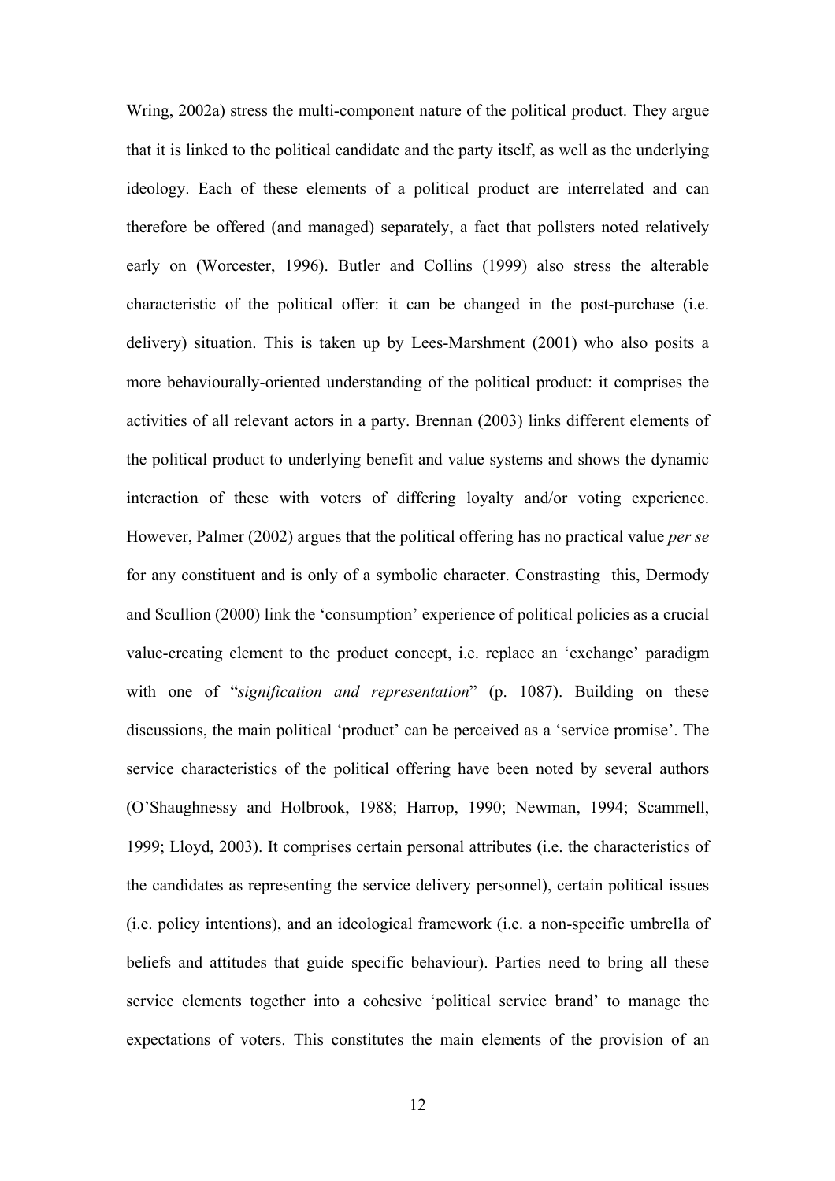Wring, 2002a) stress the multi-component nature of the political product. They argue that it is linked to the political candidate and the party itself, as well as the underlying ideology. Each of these elements of a political product are interrelated and can therefore be offered (and managed) separately, a fact that pollsters noted relatively early on (Worcester, 1996). Butler and Collins (1999) also stress the alterable characteristic of the political offer: it can be changed in the post-purchase (i.e. delivery) situation. This is taken up by Lees-Marshment (2001) who also posits a more behaviourally-oriented understanding of the political product: it comprises the activities of all relevant actors in a party. Brennan (2003) links different elements of the political product to underlying benefit and value systems and shows the dynamic interaction of these with voters of differing loyalty and/or voting experience. However, Palmer (2002) argues that the political offering has no practical value *per se* for any constituent and is only of a symbolic character. Constrasting this, Dermody and Scullion (2000) link the 'consumption' experience of political policies as a crucial value-creating element to the product concept, i.e. replace an 'exchange' paradigm with one of "*signification and representation*" (p. 1087). Building on these discussions, the main political 'product' can be perceived as a 'service promise'. The service characteristics of the political offering have been noted by several authors (O'Shaughnessy and Holbrook, 1988; Harrop, 1990; Newman, 1994; Scammell, 1999; Lloyd, 2003). It comprises certain personal attributes (i.e. the characteristics of the candidates as representing the service delivery personnel), certain political issues (i.e. policy intentions), and an ideological framework (i.e. a non-specific umbrella of beliefs and attitudes that guide specific behaviour). Parties need to bring all these service elements together into a cohesive 'political service brand' to manage the expectations of voters. This constitutes the main elements of the provision of an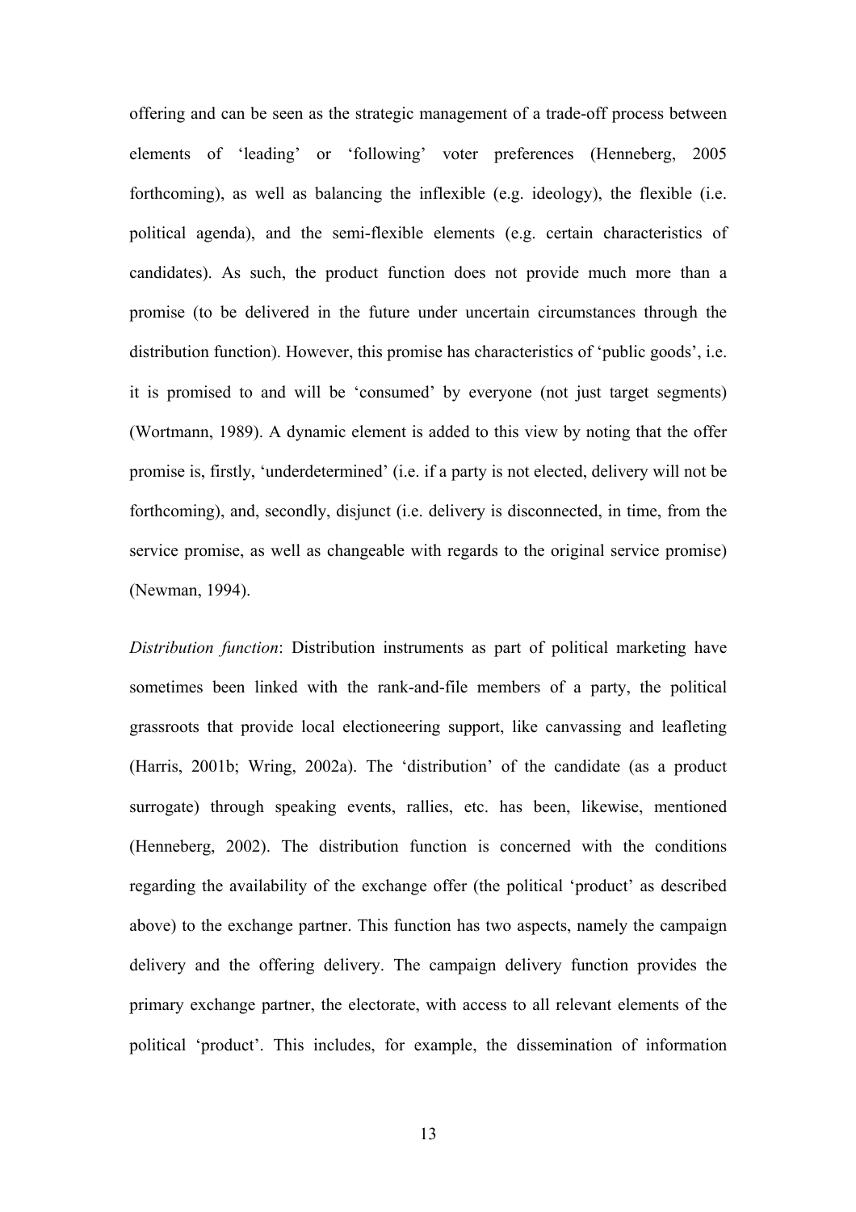offering and can be seen as the strategic management of a trade-off process between elements of 'leading' or 'following' voter preferences (Henneberg, 2005 forthcoming), as well as balancing the inflexible (e.g. ideology), the flexible (i.e. political agenda), and the semi-flexible elements (e.g. certain characteristics of candidates). As such, the product function does not provide much more than a promise (to be delivered in the future under uncertain circumstances through the distribution function). However, this promise has characteristics of 'public goods', i.e. it is promised to and will be 'consumed' by everyone (not just target segments) (Wortmann, 1989). A dynamic element is added to this view by noting that the offer promise is, firstly, 'underdetermined' (i.e. if a party is not elected, delivery will not be forthcoming), and, secondly, disjunct (i.e. delivery is disconnected, in time, from the service promise, as well as changeable with regards to the original service promise) (Newman, 1994).

*Distribution function*: Distribution instruments as part of political marketing have sometimes been linked with the rank-and-file members of a party, the political grassroots that provide local electioneering support, like canvassing and leafleting (Harris, 2001b; Wring, 2002a). The 'distribution' of the candidate (as a product surrogate) through speaking events, rallies, etc. has been, likewise, mentioned (Henneberg, 2002). The distribution function is concerned with the conditions regarding the availability of the exchange offer (the political 'product' as described above) to the exchange partner. This function has two aspects, namely the campaign delivery and the offering delivery. The campaign delivery function provides the primary exchange partner, the electorate, with access to all relevant elements of the political 'product'. This includes, for example, the dissemination of information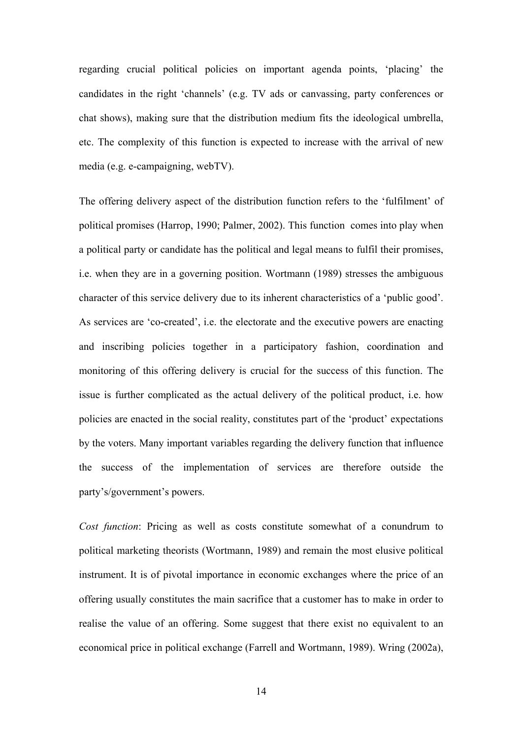regarding crucial political policies on important agenda points, 'placing' the candidates in the right 'channels' (e.g. TV ads or canvassing, party conferences or chat shows), making sure that the distribution medium fits the ideological umbrella, etc. The complexity of this function is expected to increase with the arrival of new media (e.g. e-campaigning, webTV).

The offering delivery aspect of the distribution function refers to the 'fulfilment' of political promises (Harrop, 1990; Palmer, 2002). This function comes into play when a political party or candidate has the political and legal means to fulfil their promises, i.e. when they are in a governing position. Wortmann (1989) stresses the ambiguous character of this service delivery due to its inherent characteristics of a 'public good'. As services are 'co-created', i.e. the electorate and the executive powers are enacting and inscribing policies together in a participatory fashion, coordination and monitoring of this offering delivery is crucial for the success of this function. The issue is further complicated as the actual delivery of the political product, i.e. how policies are enacted in the social reality, constitutes part of the 'product' expectations by the voters. Many important variables regarding the delivery function that influence the success of the implementation of services are therefore outside the party's/government's powers.

*Cost function*: Pricing as well as costs constitute somewhat of a conundrum to political marketing theorists (Wortmann, 1989) and remain the most elusive political instrument. It is of pivotal importance in economic exchanges where the price of an offering usually constitutes the main sacrifice that a customer has to make in order to realise the value of an offering. Some suggest that there exist no equivalent to an economical price in political exchange (Farrell and Wortmann, 1989). Wring (2002a),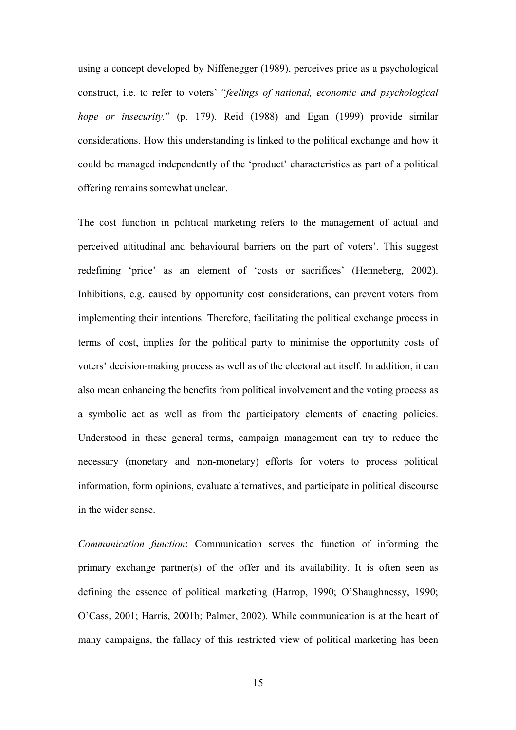using a concept developed by Niffenegger (1989), perceives price as a psychological construct, i.e. to refer to voters' "*feelings of national, economic and psychological hope or insecurity.*" (p. 179). Reid (1988) and Egan (1999) provide similar considerations. How this understanding is linked to the political exchange and how it could be managed independently of the 'product' characteristics as part of a political offering remains somewhat unclear.

The cost function in political marketing refers to the management of actual and perceived attitudinal and behavioural barriers on the part of voters'. This suggest redefining 'price' as an element of 'costs or sacrifices' (Henneberg, 2002). Inhibitions, e.g. caused by opportunity cost considerations, can prevent voters from implementing their intentions. Therefore, facilitating the political exchange process in terms of cost, implies for the political party to minimise the opportunity costs of voters' decision-making process as well as of the electoral act itself. In addition, it can also mean enhancing the benefits from political involvement and the voting process as a symbolic act as well as from the participatory elements of enacting policies. Understood in these general terms, campaign management can try to reduce the necessary (monetary and non-monetary) efforts for voters to process political information, form opinions, evaluate alternatives, and participate in political discourse in the wider sense.

*Communication function*: Communication serves the function of informing the primary exchange partner(s) of the offer and its availability. It is often seen as defining the essence of political marketing (Harrop, 1990; O'Shaughnessy, 1990; O'Cass, 2001; Harris, 2001b; Palmer, 2002). While communication is at the heart of many campaigns, the fallacy of this restricted view of political marketing has been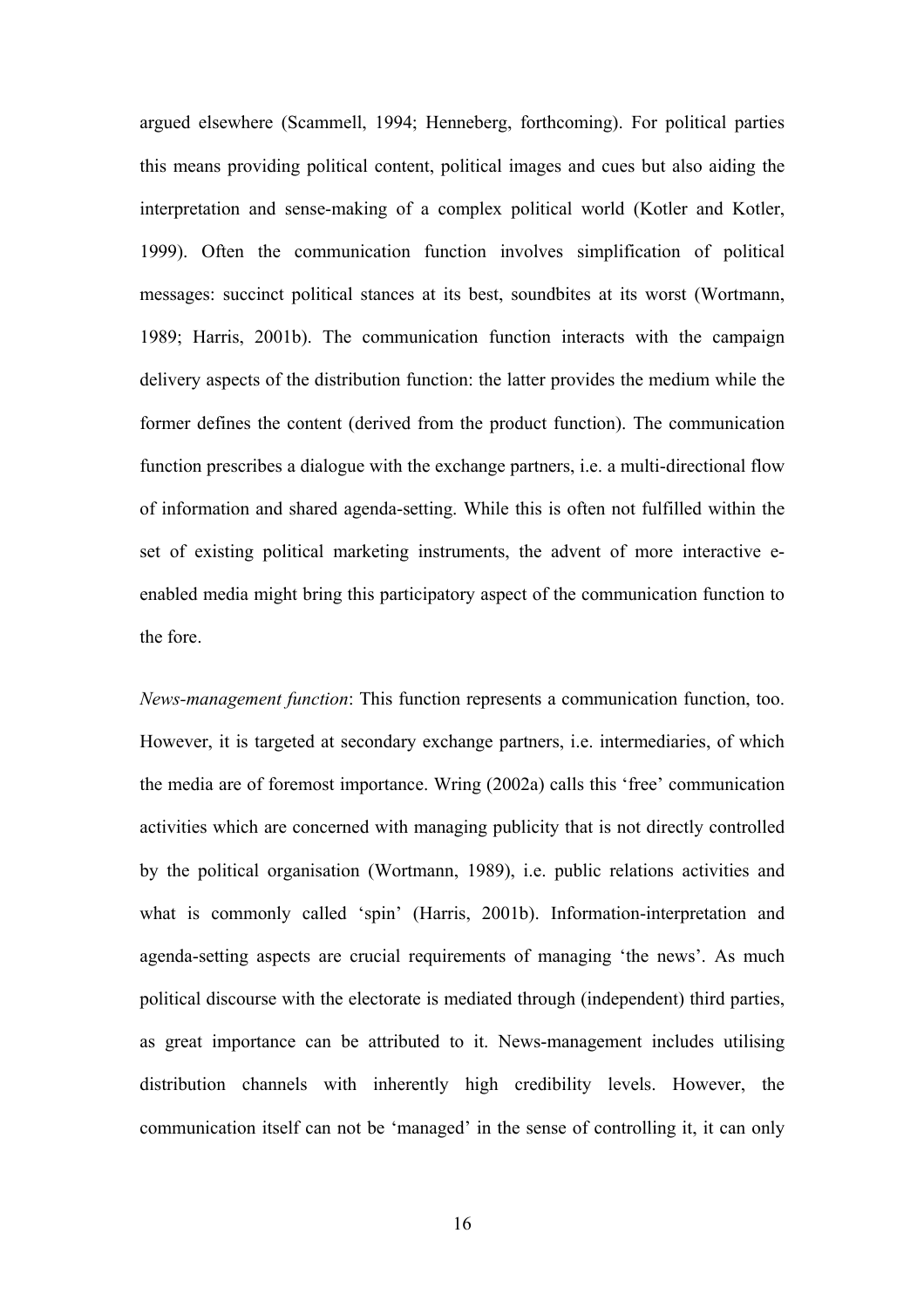argued elsewhere (Scammell, 1994; Henneberg, forthcoming). For political parties this means providing political content, political images and cues but also aiding the interpretation and sense-making of a complex political world (Kotler and Kotler, 1999). Often the communication function involves simplification of political messages: succinct political stances at its best, soundbites at its worst (Wortmann, 1989; Harris, 2001b). The communication function interacts with the campaign delivery aspects of the distribution function: the latter provides the medium while the former defines the content (derived from the product function). The communication function prescribes a dialogue with the exchange partners, i.e. a multi-directional flow of information and shared agenda-setting. While this is often not fulfilled within the set of existing political marketing instruments, the advent of more interactive e-enabled media might bring this participatory aspect of the communication function to the fore.

*News-management function*: This function represents a communication function, too. However, it is targeted at secondary exchange partners, i.e. intermediaries, of which the media are of foremost importance. Wring (2002a) calls this 'free' communication activities which are concerned with managing publicity that is not directly controlled by the political organisation (Wortmann, 1989), i.e. public relations activities and what is commonly called 'spin' (Harris, 2001b). Information-interpretation and agenda-setting aspects are crucial requirements of managing 'the news'. As much political discourse with the electorate is mediated through (independent) third parties, as great importance can be attributed to it. News-management includes utilising distribution channels with inherently high credibility levels. However, the communication itself can not be 'managed' in the sense of controlling it, it can only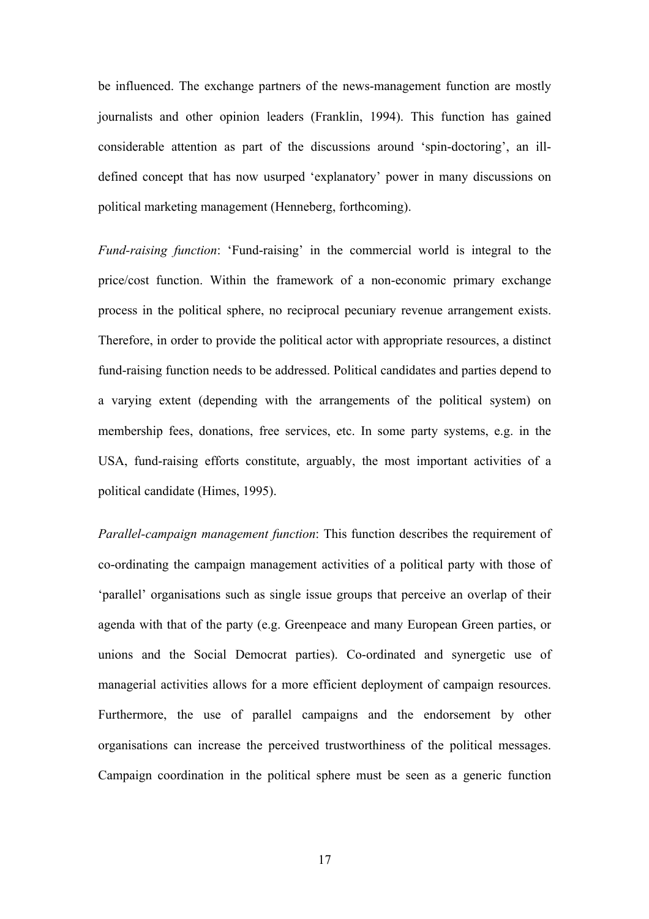be influenced. The exchange partners of the news-management function are mostly journalists and other opinion leaders (Franklin, 1994). This function has gained considerable attention as part of the discussions around 'spin-doctoring', an ill-defined concept that has now usurped 'explanatory' power in many discussions on political marketing management (Henneberg, forthcoming).

*Fund-raising function*: 'Fund-raising' in the commercial world is integral to the price/cost function. Within the framework of a non-economic primary exchange process in the political sphere, no reciprocal pecuniary revenue arrangement exists. Therefore, in order to provide the political actor with appropriate resources, a distinct fund-raising function needs to be addressed. Political candidates and parties depend to a varying extent (depending with the arrangements of the political system) on membership fees, donations, free services, etc. In some party systems, e.g. in the USA, fund-raising efforts constitute, arguably, the most important activities of a political candidate (Himes, 1995).

*Parallel-campaign management function*: This function describes the requirement of co-ordinating the campaign management activities of a political party with those of 'parallel' organisations such as single issue groups that perceive an overlap of their agenda with that of the party (e.g. Greenpeace and many European Green parties, or unions and the Social Democrat parties). Co-ordinated and synergetic use of managerial activities allows for a more efficient deployment of campaign resources. Furthermore, the use of parallel campaigns and the endorsement by other organisations can increase the perceived trustworthiness of the political messages. Campaign coordination in the political sphere must be seen as a generic function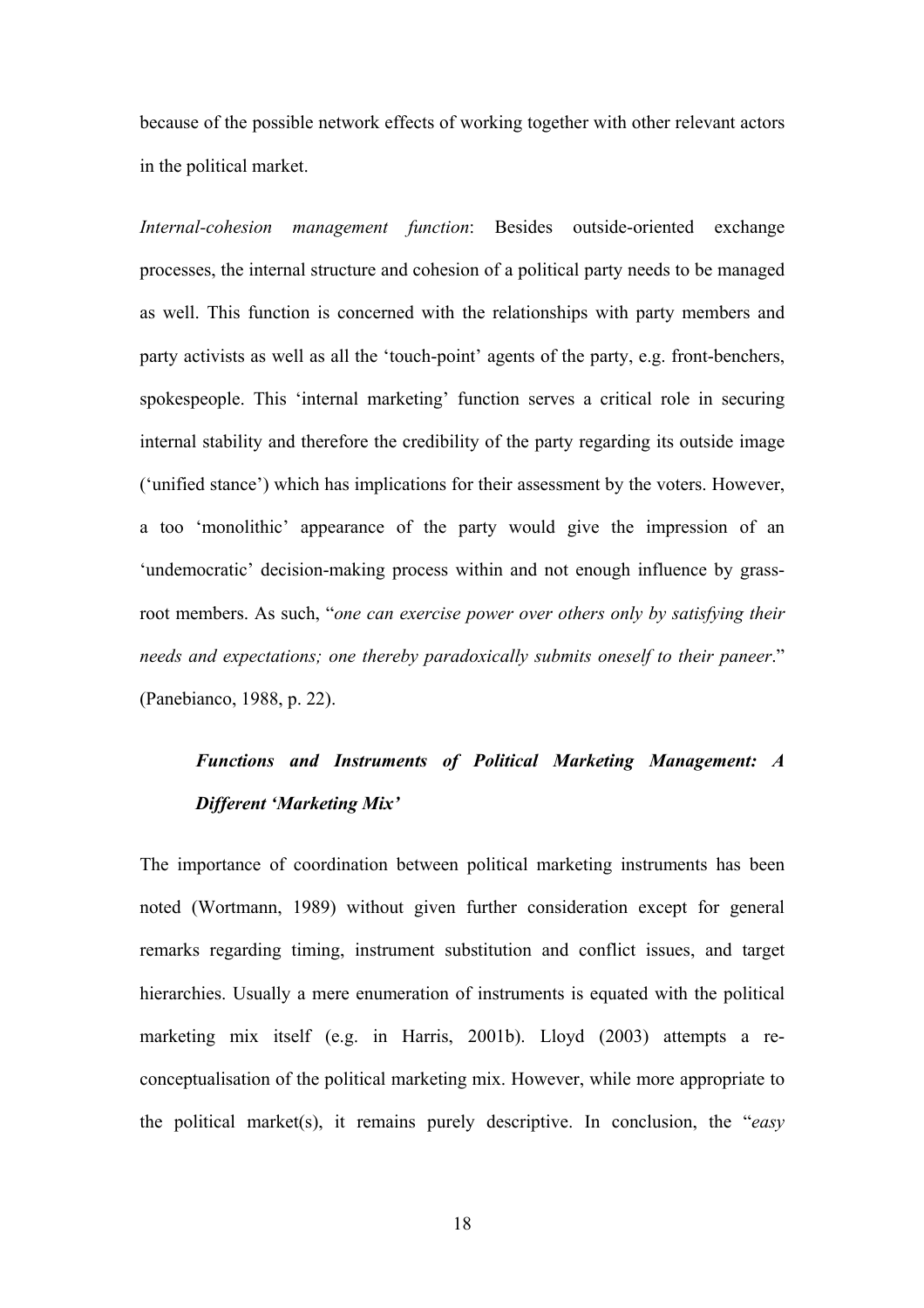because of the possible network effects of working together with other relevant actors in the political market.

*Internal-cohesion management function*: Besides outside-oriented exchange processes, the internal structure and cohesion of a political party needs to be managed as well. This function is concerned with the relationships with party members and party activists as well as all the 'touch-point' agents of the party, e.g. front-benchers, spokespeople. This 'internal marketing' function serves a critical role in securing internal stability and therefore the credibility of the party regarding its outside image ('unified stance') which has implications for their assessment by the voters. However, a too 'monolithic' appearance of the party would give the impression of an 'undemocratic' decision-making process within and not enough influence by grass-root members. As such, "*one can exercise power over others only by satisfying their needs and expectations; one thereby paradoxically submits oneself to their paneer*." (Panebianco, 1988, p. 22).

### *Functions and Instruments of Political Marketing Management: A Different 'Marketing Mix'*

The importance of coordination between political marketing instruments has been noted (Wortmann, 1989) without given further consideration except for general remarks regarding timing, instrument substitution and conflict issues, and target hierarchies. Usually a mere enumeration of instruments is equated with the political marketing mix itself (e.g. in Harris, 2001b). Lloyd (2003) attempts a re-conceptualisation of the political marketing mix. However, while more appropriate to the political market(s), it remains purely descriptive. In conclusion, the "*easy*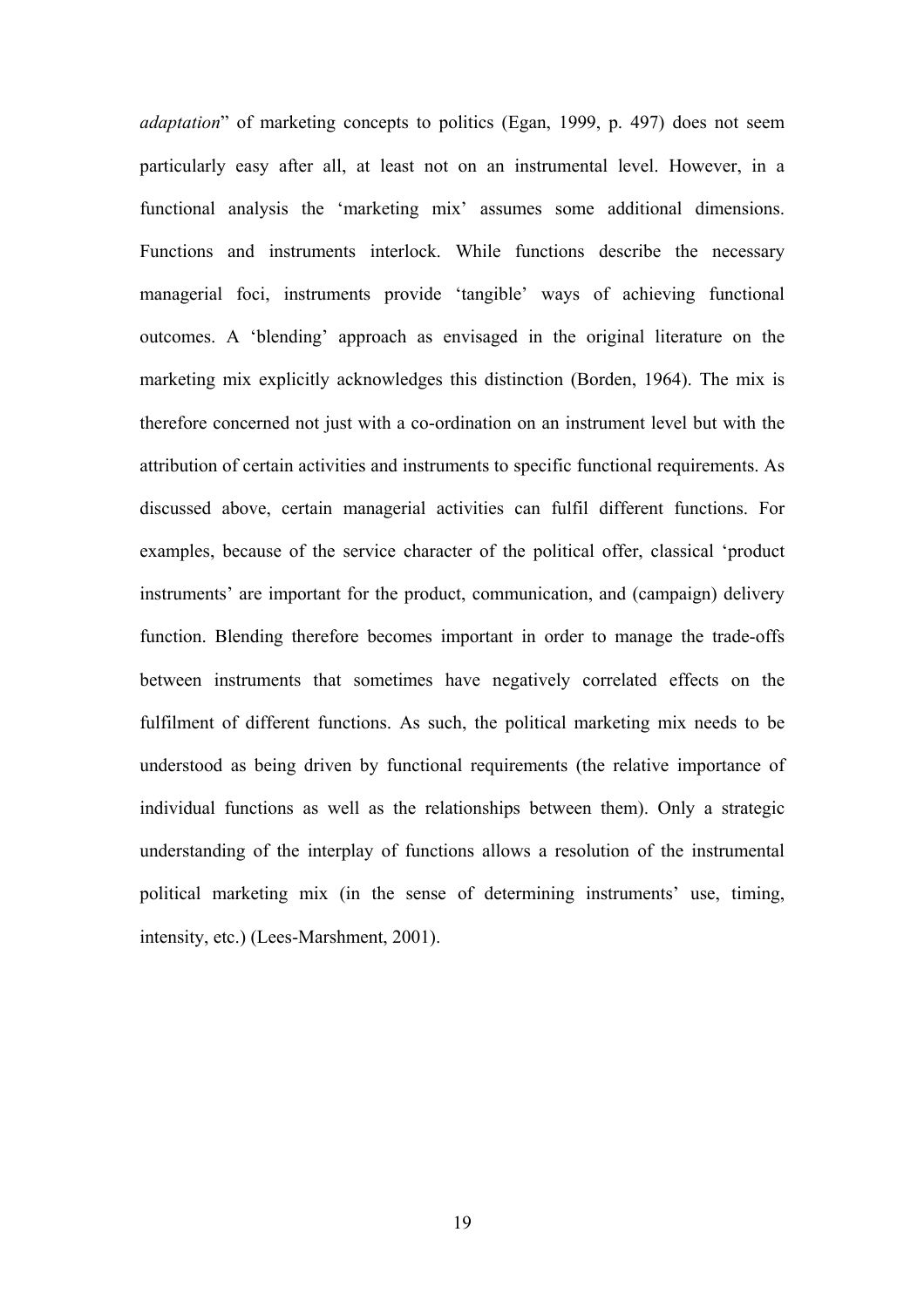*adaptation*" of marketing concepts to politics (Egan, 1999, p. 497) does not seem particularly easy after all, at least not on an instrumental level. However, in a functional analysis the 'marketing mix' assumes some additional dimensions. Functions and instruments interlock. While functions describe the necessary managerial foci, instruments provide 'tangible' ways of achieving functional outcomes. A 'blending' approach as envisaged in the original literature on the marketing mix explicitly acknowledges this distinction (Borden, 1964). The mix is therefore concerned not just with a co-ordination on an instrument level but with the attribution of certain activities and instruments to specific functional requirements. As discussed above, certain managerial activities can fulfil different functions. For examples, because of the service character of the political offer, classical 'product instruments' are important for the product, communication, and (campaign) delivery function. Blending therefore becomes important in order to manage the trade-offs between instruments that sometimes have negatively correlated effects on the fulfilment of different functions. As such, the political marketing mix needs to be understood as being driven by functional requirements (the relative importance of individual functions as well as the relationships between them). Only a strategic understanding of the interplay of functions allows a resolution of the instrumental political marketing mix (in the sense of determining instruments' use, timing, intensity, etc.) (Lees-Marshment, 2001).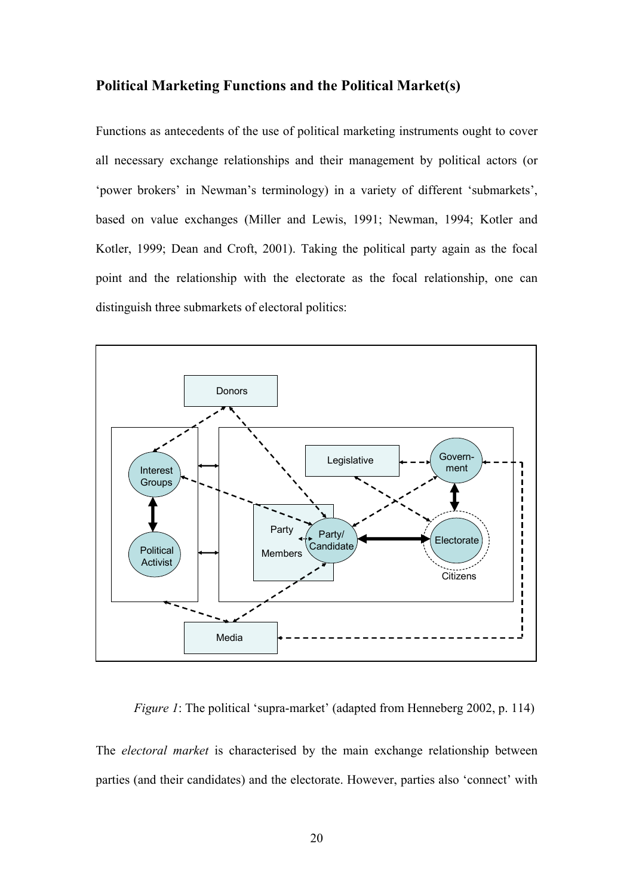## Political Marketing Functions and the Political Market(s)

Functions as antecedents of the use of political marketing instruments ought to cover all necessary exchange relationships and their management by political actors (or 'power brokers' in Newman's terminology) in a variety of different 'submarkets', based on value exchanges (Miller and Lewis, 1991; Newman, 1994; Kotler and Kotler, 1999; Dean and Croft, 2001). Taking the political party again as the focal point and the relationship with the electorate as the focal relationship, one can distinguish three submarkets of electoral politics:

*Figure 1*: The political 'supra-market' (adapted from Henneberg 2002, p. 114)

The *electoral market* is characterised by the main exchange relationship between parties (and their candidates) and the electorate. However, parties also 'connect' with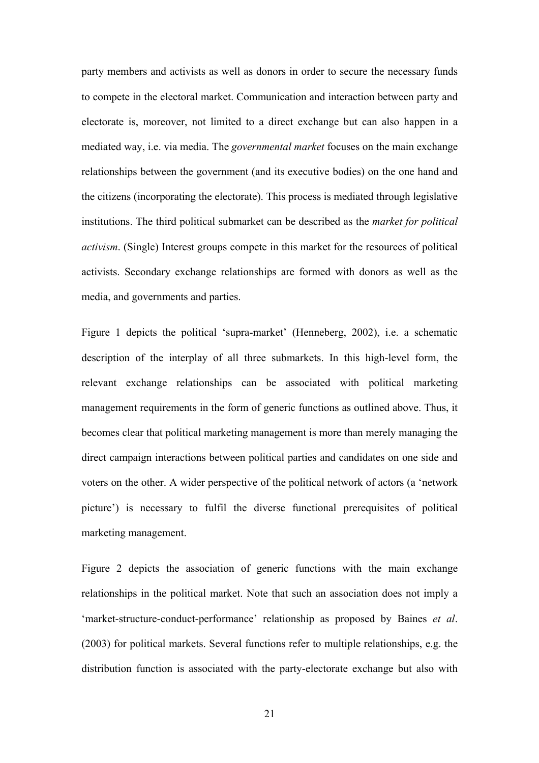party members and activists as well as donors in order to secure the necessary funds to compete in the electoral market. Communication and interaction between party and electorate is, moreover, not limited to a direct exchange but can also happen in a mediated way, i.e. via media. The *governmental market* focuses on the main exchange relationships between the government (and its executive bodies) on the one hand and the citizens (incorporating the electorate). This process is mediated through legislative institutions. The third political submarket can be described as the *market for political activism*. (Single) Interest groups compete in this market for the resources of political activists. Secondary exchange relationships are formed with donors as well as the media, and governments and parties.

Figure 1 depicts the political 'supra-market' (Henneberg, 2002), i.e. a schematic description of the interplay of all three submarkets. In this high-level form, the relevant exchange relationships can be associated with political marketing management requirements in the form of generic functions as outlined above. Thus, it becomes clear that political marketing management is more than merely managing the direct campaign interactions between political parties and candidates on one side and voters on the other. A wider perspective of the political network of actors (a 'network picture') is necessary to fulfil the diverse functional prerequisites of political marketing management.

Figure 2 depicts the association of generic functions with the main exchange relationships in the political market. Note that such an association does not imply a 'market-structure-conduct-performance' relationship as proposed by Baines *et al*. (2003) for political markets. Several functions refer to multiple relationships, e.g. the distribution function is associated with the party-electorate exchange but also with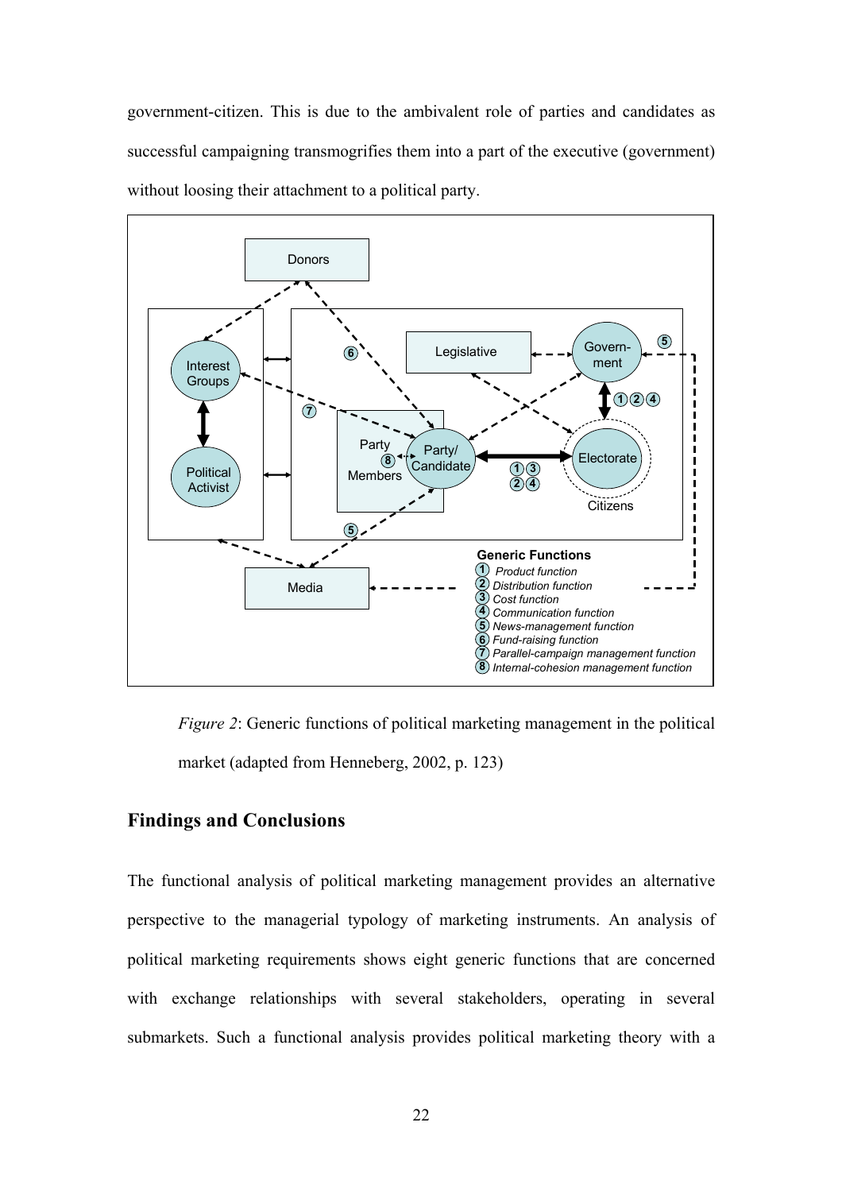government-citizen. This is due to the ambivalent role of parties and candidates as successful campaigning transmogrifies them into a part of the executive (government) without loosing their attachment to a political party.

*Figure 2*: Generic functions of political marketing management in the political market (adapted from Henneberg, 2002, p. 123)

## Findings and Conclusions

The functional analysis of political marketing management provides an alternative perspective to the managerial typology of marketing instruments. An analysis of political marketing requirements shows eight generic functions that are concerned with exchange relationships with several stakeholders, operating in several submarkets. Such a functional analysis provides political marketing theory with a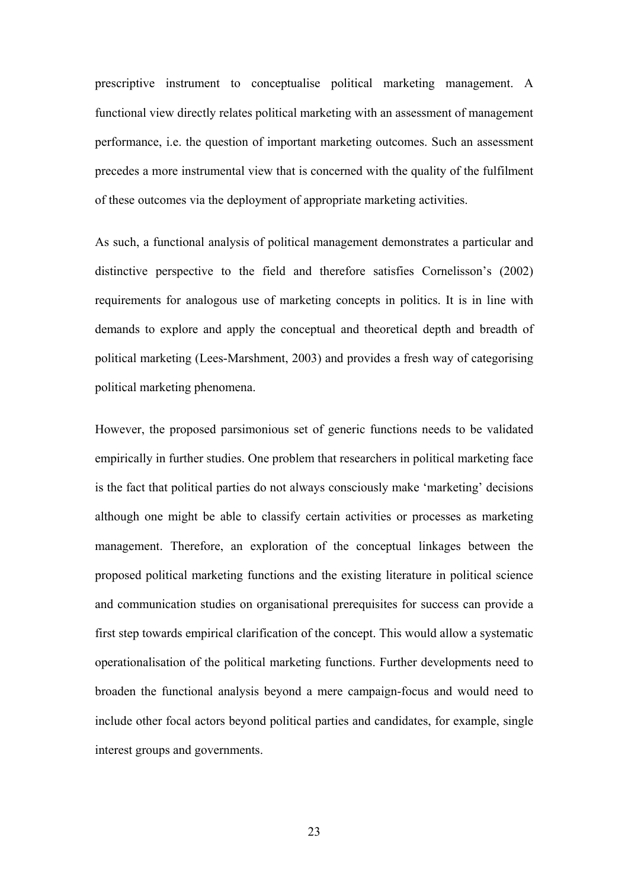prescriptive instrument to conceptualise political marketing management. A functional view directly relates political marketing with an assessment of management performance, i.e. the question of important marketing outcomes. Such an assessment precedes a more instrumental view that is concerned with the quality of the fulfilment of these outcomes via the deployment of appropriate marketing activities.

As such, a functional analysis of political management demonstrates a particular and distinctive perspective to the field and therefore satisfies Cornelisson's (2002) requirements for analogous use of marketing concepts in politics. It is in line with demands to explore and apply the conceptual and theoretical depth and breadth of political marketing (Lees-Marshment, 2003) and provides a fresh way of categorising political marketing phenomena.

However, the proposed parsimonious set of generic functions needs to be validated empirically in further studies. One problem that researchers in political marketing face is the fact that political parties do not always consciously make 'marketing' decisions although one might be able to classify certain activities or processes as marketing management. Therefore, an exploration of the conceptual linkages between the proposed political marketing functions and the existing literature in political science and communication studies on organisational prerequisites for success can provide a first step towards empirical clarification of the concept. This would allow a systematic operationalisation of the political marketing functions. Further developments need to broaden the functional analysis beyond a mere campaign-focus and would need to include other focal actors beyond political parties and candidates, for example, single interest groups and governments.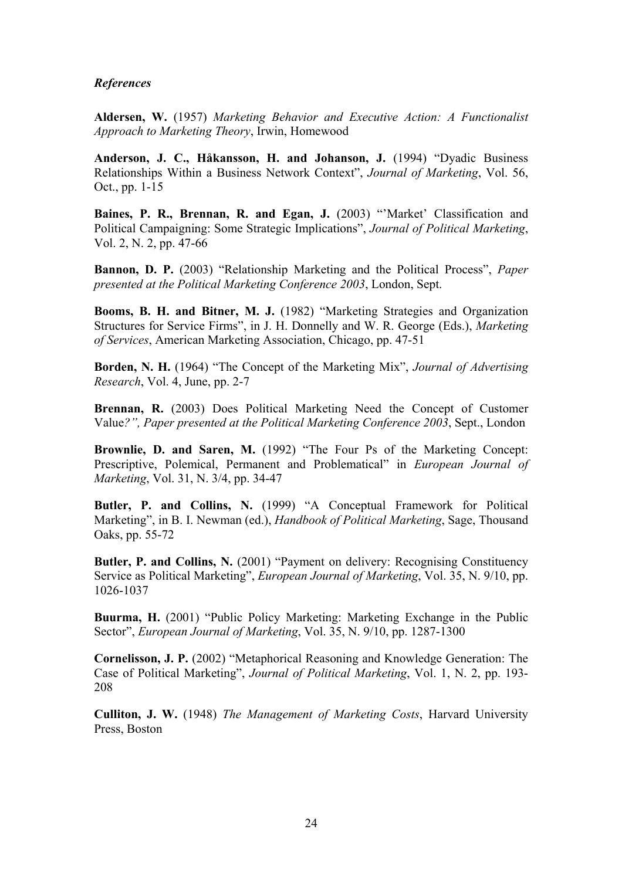*References*

**Aldersen, W.** (1957) *Marketing Behavior and Executive Action: A Functionalist Approach to Marketing Theory*, Irwin, Homewood

**Anderson, J. C., Håkansson, H. and Johanson, J.** (1994) "Dyadic Business Relationships Within a Business Network Context", *Journal of Marketing*, Vol. 56, Oct., pp. 1-15

**Baines, P. R., Brennan, R. and Egan, J.** (2003) "'Market' Classification and Political Campaigning: Some Strategic Implications", *Journal of Political Marketing*, Vol. 2, N. 2, pp. 47-66

**Bannon, D. P.** (2003) "Relationship Marketing and the Political Process", *Paper presented at the Political Marketing Conference 2003*, London, Sept.

**Booms, B. H. and Bitner, M. J.** (1982) "Marketing Strategies and Organization Structures for Service Firms", in J. H. Donnelly and W. R. George (Eds.), *Marketing of Services*, American Marketing Association, Chicago, pp. 47-51

**Borden, N. H.** (1964) "The Concept of the Marketing Mix", *Journal of Advertising Research*, Vol. 4, June, pp. 2-7

**Brennan, R.** (2003) Does Political Marketing Need the Concept of Customer Value*?", Paper presented at the Political Marketing Conference 2003*, Sept., London

**Brownlie, D. and Saren, M.** (1992) "The Four Ps of the Marketing Concept: Prescriptive, Polemical, Permanent and Problematical" in *European Journal of Marketing*, Vol. 31, N. 3/4, pp. 34-47

**Butler, P. and Collins, N.** (1999) "A Conceptual Framework for Political Marketing", in B. I. Newman (ed.), *Handbook of Political Marketing*, Sage, Thousand Oaks, pp. 55-72

**Butler, P. and Collins, N.** (2001) "Payment on delivery: Recognising Constituency Service as Political Marketing", *European Journal of Marketing*, Vol. 35, N. 9/10, pp. 1026-1037

**Buurma, H.** (2001) "Public Policy Marketing: Marketing Exchange in the Public Sector", *European Journal of Marketing*, Vol. 35, N. 9/10, pp. 1287-1300

**Cornelisson, J. P.** (2002) "Metaphorical Reasoning and Knowledge Generation: The Case of Political Marketing", *Journal of Political Marketing*, Vol. 1, N. 2, pp. 193-208

**Culliton, J. W.** (1948) *The Management of Marketing Costs*, Harvard University Press, Boston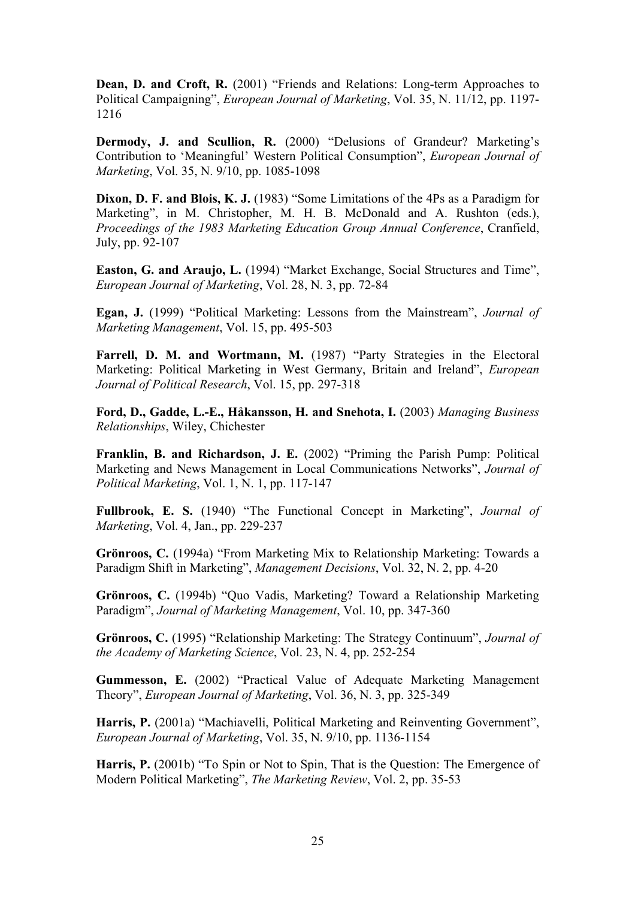**Dean, D. and Croft, R.** (2001) "Friends and Relations: Long-term Approaches to Political Campaigning", *European Journal of Marketing*, Vol. 35, N. 11/12, pp. 1197-1216

**Dermody, J. and Scullion, R.** (2000) "Delusions of Grandeur? Marketing's Contribution to 'Meaningful' Western Political Consumption", *European Journal of Marketing*, Vol. 35, N. 9/10, pp. 1085-1098

**Dixon, D. F. and Blois, K. J.** (1983) "Some Limitations of the 4Ps as a Paradigm for Marketing", in M. Christopher, M. H. B. McDonald and A. Rushton (eds.), *Proceedings of the 1983 Marketing Education Group Annual Conference*, Cranfield, July, pp. 92-107

**Easton, G. and Araujo, L.** (1994) "Market Exchange, Social Structures and Time", *European Journal of Marketing*, Vol. 28, N. 3, pp. 72-84

**Egan, J.** (1999) "Political Marketing: Lessons from the Mainstream", *Journal of Marketing Management*, Vol. 15, pp. 495-503

**Farrell, D. M. and Wortmann, M.** (1987) "Party Strategies in the Electoral Marketing: Political Marketing in West Germany, Britain and Ireland", *European Journal of Political Research*, Vol. 15, pp. 297-318

**Ford, D., Gadde, L.-E., Håkansson, H. and Snehota, I.** (2003) *Managing Business Relationships*, Wiley, Chichester

**Franklin, B. and Richardson, J. E.** (2002) "Priming the Parish Pump: Political Marketing and News Management in Local Communications Networks", *Journal of Political Marketing*, Vol. 1, N. 1, pp. 117-147

**Fullbrook, E. S.** (1940) "The Functional Concept in Marketing", *Journal of Marketing*, Vol. 4, Jan., pp. 229-237

**Grönroos, C.** (1994a) "From Marketing Mix to Relationship Marketing: Towards a Paradigm Shift in Marketing", *Management Decisions*, Vol. 32, N. 2, pp. 4-20

**Grönroos, C.** (1994b) "Quo Vadis, Marketing? Toward a Relationship Marketing Paradigm", *Journal of Marketing Management*, Vol. 10, pp. 347-360

**Grönroos, C.** (1995) "Relationship Marketing: The Strategy Continuum", *Journal of the Academy of Marketing Science*, Vol. 23, N. 4, pp. 252-254

**Gummesson, E.** (2002) "Practical Value of Adequate Marketing Management Theory", *European Journal of Marketing*, Vol. 36, N. 3, pp. 325-349

**Harris, P.** (2001a) "Machiavelli, Political Marketing and Reinventing Government", *European Journal of Marketing*, Vol. 35, N. 9/10, pp. 1136-1154

**Harris, P.** (2001b) "To Spin or Not to Spin, That is the Question: The Emergence of Modern Political Marketing", *The Marketing Review*, Vol. 2, pp. 35-53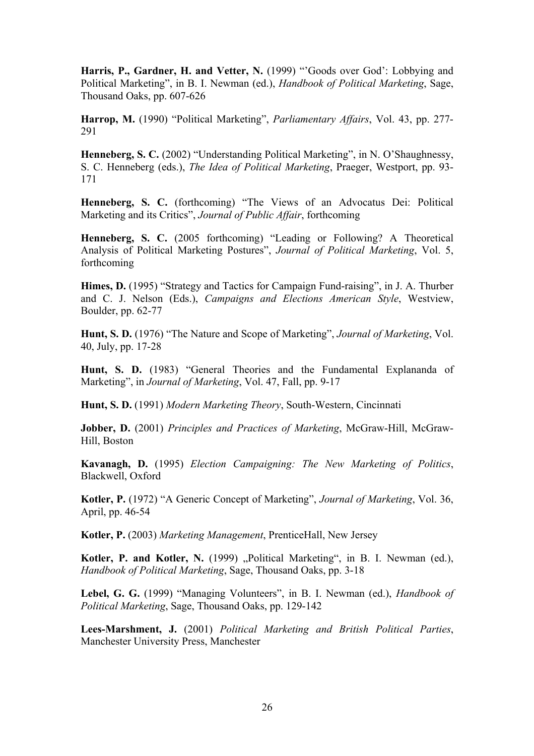**Harris, P., Gardner, H. and Vetter, N.** (1999) "'Goods over God': Lobbying and Political Marketing", in B. I. Newman (ed.), *Handbook of Political Marketing*, Sage, Thousand Oaks, pp. 607-626

**Harrop, M.** (1990) "Political Marketing", *Parliamentary Affairs*, Vol. 43, pp. 277-291

**Henneberg, S. C.** (2002) "Understanding Political Marketing", in N. O'Shaughnessy, S. C. Henneberg (eds.), *The Idea of Political Marketing*, Praeger, Westport, pp. 93-171

**Henneberg, S. C.** (forthcoming) "The Views of an Advocatus Dei: Political Marketing and its Critics", *Journal of Public Affair*, forthcoming

**Henneberg, S. C.** (2005 forthcoming) "Leading or Following? A Theoretical Analysis of Political Marketing Postures", *Journal of Political Marketing*, Vol. 5, forthcoming

**Himes, D.** (1995) "Strategy and Tactics for Campaign Fund-raising", in J. A. Thurber and C. J. Nelson (Eds.), *Campaigns and Elections American Style*, Westview, Boulder, pp. 62-77

**Hunt, S. D.** (1976) "The Nature and Scope of Marketing", *Journal of Marketing*, Vol. 40, July, pp. 17-28

**Hunt, S. D.** (1983) "General Theories and the Fundamental Explananda of Marketing", in *Journal of Marketing*, Vol. 47, Fall, pp. 9-17

**Hunt, S. D.** (1991) *Modern Marketing Theory*, South-Western, Cincinnati

**Jobber, D.** (2001) *Principles and Practices of Marketing*, McGraw-Hill, McGraw-Hill, Boston

**Kavanagh, D.** (1995) *Election Campaigning: The New Marketing of Politics*, Blackwell, Oxford

**Kotler, P.** (1972) "A Generic Concept of Marketing", *Journal of Marketing*, Vol. 36, April, pp. 46-54

**Kotler, P.** (2003) *Marketing Management*, PrenticeHall, New Jersey

**Kotler, P. and Kotler, N.** (1999) „Political Marketing", in B. I. Newman (ed.), *Handbook of Political Marketing*, Sage, Thousand Oaks, pp. 3-18

**Lebel, G. G.** (1999) "Managing Volunteers", in B. I. Newman (ed.), *Handbook of Political Marketing*, Sage, Thousand Oaks, pp. 129-142

**Lees-Marshment, J.** (2001) *Political Marketing and British Political Parties*, Manchester University Press, Manchester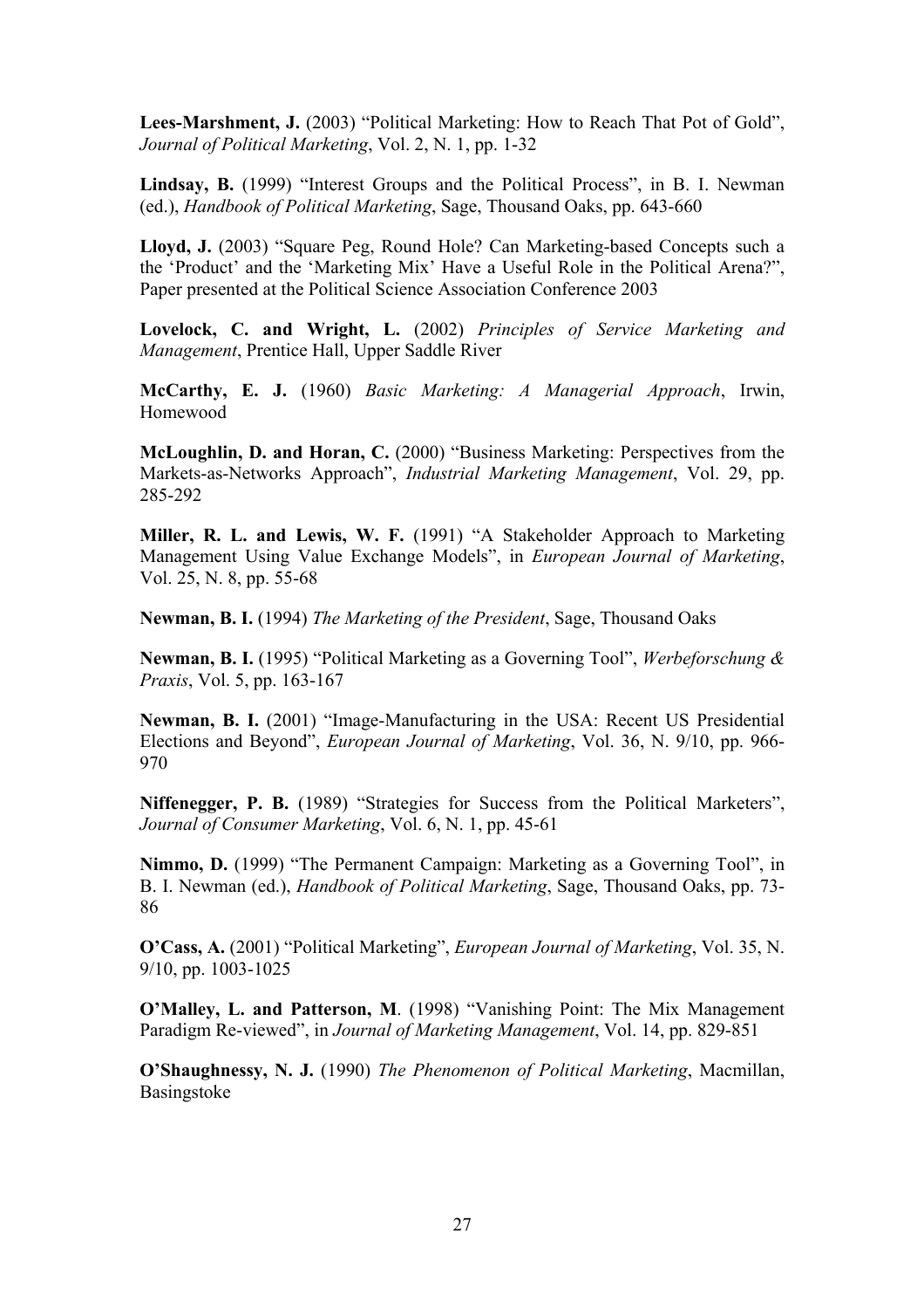**Lees-Marshment, J.** (2003) “Political Marketing: How to Reach That Pot of Gold”, *Journal of Political Marketing*, Vol. 2, N. 1, pp. 1-32

**Lindsay, B.** (1999) “Interest Groups and the Political Process”, in B. I. Newman (ed.), *Handbook of Political Marketing*, Sage, Thousand Oaks, pp. 643-660

**Lloyd, J.** (2003) “Square Peg, Round Hole? Can Marketing-based Concepts such a the ‘Product’ and the ‘Marketing Mix’ Have a Useful Role in the Political Arena?”, Paper presented at the Political Science Association Conference 2003

**Lovelock, C. and Wright, L.** (2002) *Principles of Service Marketing and Management*, Prentice Hall, Upper Saddle River

**McCarthy, E. J.** (1960) *Basic Marketing: A Managerial Approach*, Irwin, Homewood

**McLoughlin, D. and Horan, C.** (2000) “Business Marketing: Perspectives from the Markets-as-Networks Approach”, *Industrial Marketing Management*, Vol. 29, pp. 285-292

**Miller, R. L. and Lewis, W. F.** (1991) “A Stakeholder Approach to Marketing Management Using Value Exchange Models”, in *European Journal of Marketing*, Vol. 25, N. 8, pp. 55-68

**Newman, B. I.** (1994) *The Marketing of the President*, Sage, Thousand Oaks

**Newman, B. I.** (1995) “Political Marketing as a Governing Tool”, *Werbeforschung & Praxis*, Vol. 5, pp. 163-167

**Newman, B. I.** (2001) “Image-Manufacturing in the USA: Recent US Presidential Elections and Beyond”, *European Journal of Marketing*, Vol. 36, N. 9/10, pp. 966-970

**Niffenegger, P. B.** (1989) “Strategies for Success from the Political Marketers”, *Journal of Consumer Marketing*, Vol. 6, N. 1, pp. 45-61

**Nimmo, D.** (1999) “The Permanent Campaign: Marketing as a Governing Tool”, in B. I. Newman (ed.), *Handbook of Political Marketing*, Sage, Thousand Oaks, pp. 73-86

**O’Cass, A.** (2001) “Political Marketing”, *European Journal of Marketing*, Vol. 35, N. 9/10, pp. 1003-1025

**O’Malley, L. and Patterson, M**. (1998) “Vanishing Point: The Mix Management Paradigm Re-viewed”, in *Journal of Marketing Management*, Vol. 14, pp. 829-851

**O’Shaughnessy, N. J.** (1990) *The Phenomenon of Political Marketing*, Macmillan, Basingstoke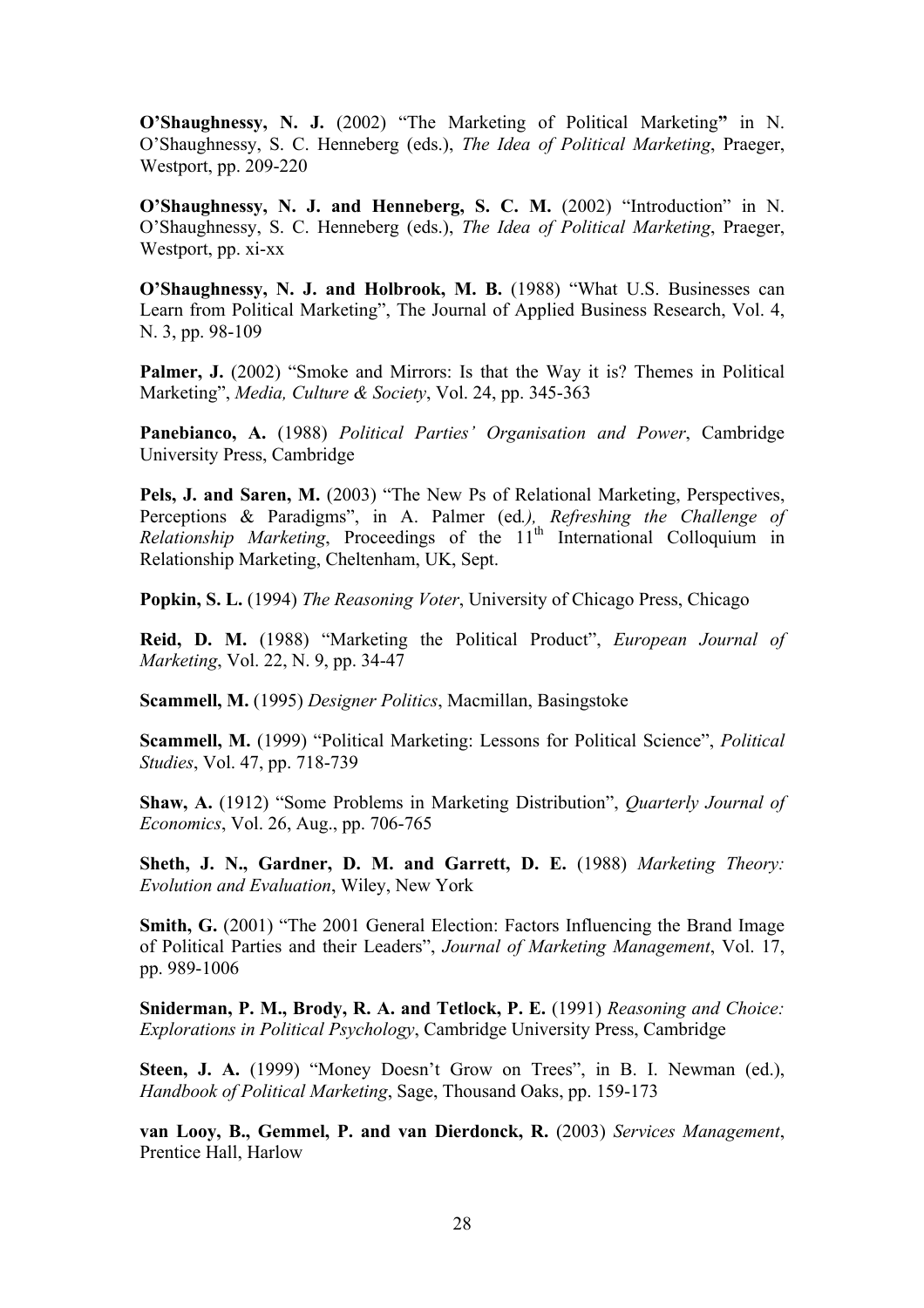**O'Shaughnessy, N. J.** (2002) "The Marketing of Political Marketing" in N. O'Shaughnessy, S. C. Henneberg (eds.), *The Idea of Political Marketing*, Praeger, Westport, pp. 209-220

**O'Shaughnessy, N. J. and Henneberg, S. C. M.** (2002) "Introduction" in N. O'Shaughnessy, S. C. Henneberg (eds.), *The Idea of Political Marketing*, Praeger, Westport, pp. xi-xx

**O'Shaughnessy, N. J. and Holbrook, M. B.** (1988) "What U.S. Businesses can Learn from Political Marketing", The Journal of Applied Business Research, Vol. 4, N. 3, pp. 98-109

**Palmer, J.** (2002) "Smoke and Mirrors: Is that the Way it is? Themes in Political Marketing", *Media, Culture & Society*, Vol. 24, pp. 345-363

**Panebianco, A.** (1988) *Political Parties' Organisation and Power*, Cambridge University Press, Cambridge

**Pels, J. and Saren, M.** (2003) "The New Ps of Relational Marketing, Perspectives, Perceptions & Paradigms", in A. Palmer (ed*.), Refreshing the Challenge of Relationship Marketing*, Proceedings of the 11th International Colloquium in Relationship Marketing, Cheltenham, UK, Sept.

**Popkin, S. L.** (1994) *The Reasoning Voter*, University of Chicago Press, Chicago

**Reid, D. M.** (1988) "Marketing the Political Product", *European Journal of Marketing*, Vol. 22, N. 9, pp. 34-47

**Scammell, M.** (1995) *Designer Politics*, Macmillan, Basingstoke

**Scammell, M.** (1999) "Political Marketing: Lessons for Political Science", *Political Studies*, Vol. 47, pp. 718-739

**Shaw, A.** (1912) "Some Problems in Marketing Distribution", *Quarterly Journal of Economics*, Vol. 26, Aug., pp. 706-765

**Sheth, J. N., Gardner, D. M. and Garrett, D. E.** (1988) *Marketing Theory: Evolution and Evaluation*, Wiley, New York

**Smith, G.** (2001) "The 2001 General Election: Factors Influencing the Brand Image of Political Parties and their Leaders", *Journal of Marketing Management*, Vol. 17, pp. 989-1006

**Sniderman, P. M., Brody, R. A. and Tetlock, P. E.** (1991) *Reasoning and Choice: Explorations in Political Psychology*, Cambridge University Press, Cambridge

**Steen, J. A.** (1999) "Money Doesn't Grow on Trees", in B. I. Newman (ed.), *Handbook of Political Marketing*, Sage, Thousand Oaks, pp. 159-173

**van Looy, B., Gemmel, P. and van Dierdonck, R.** (2003) *Services Management*, Prentice Hall, Harlow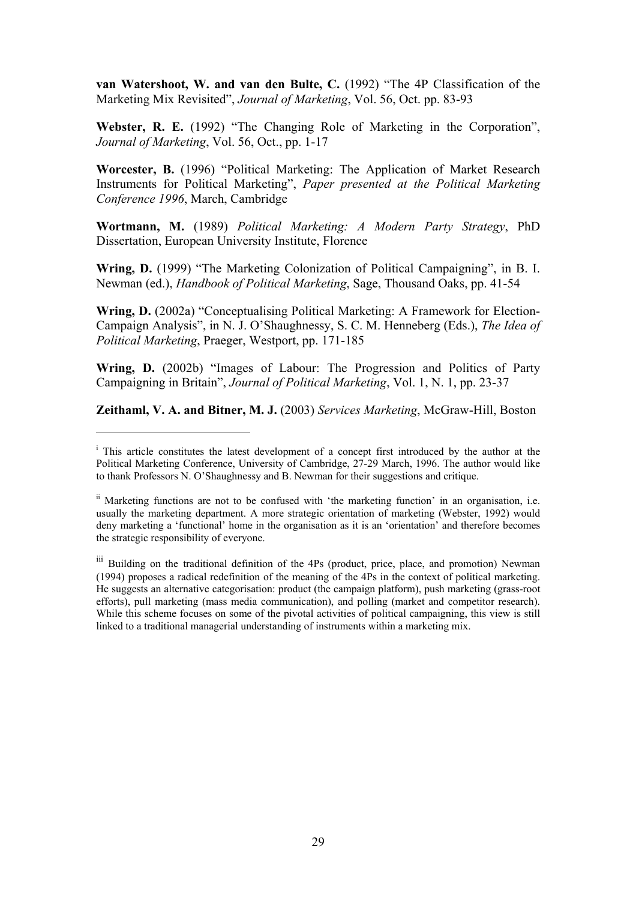**van Watershoot, W. and van den Bulte, C.** (1992) "The 4P Classification of the Marketing Mix Revisited", *Journal of Marketing*, Vol. 56, Oct. pp. 83-93

**Webster, R. E.** (1992) "The Changing Role of Marketing in the Corporation", *Journal of Marketing*, Vol. 56, Oct., pp. 1-17

**Worcester, B.** (1996) "Political Marketing: The Application of Market Research Instruments for Political Marketing", *Paper presented at the Political Marketing Conference 1996*, March, Cambridge

**Wortmann, M.** (1989) *Political Marketing: A Modern Party Strategy*, PhD Dissertation, European University Institute, Florence

**Wring, D.** (1999) "The Marketing Colonization of Political Campaigning", in B. I. Newman (ed.), *Handbook of Political Marketing*, Sage, Thousand Oaks, pp. 41-54

**Wring, D.** (2002a) "Conceptualising Political Marketing: A Framework for Election-Campaign Analysis", in N. J. O'Shaughnessy, S. C. M. Henneberg (Eds.), *The Idea of Political Marketing*, Praeger, Westport, pp. 171-185

**Wring, D.** (2002b) "Images of Labour: The Progression and Politics of Party Campaigning in Britain", *Journal of Political Marketing*, Vol. 1, N. 1, pp. 23-37

**Zeithaml, V. A. and Bitner, M. J.** (2003) *Services Marketing*, McGraw-Hill, Boston

---

[i] This article constitutes the latest development of a concept first introduced by the author at the Political Marketing Conference, University of Cambridge, 27-29 March, 1996. The author would like to thank Professors N. O'Shaughnessy and B. Newman for their suggestions and critique.

[ii] Marketing functions are not to be confused with 'the marketing function' in an organisation, i.e. usually the marketing department. A more strategic orientation of marketing (Webster, 1992) would deny marketing a 'functional' home in the organisation as it is an 'orientation' and therefore becomes the strategic responsibility of everyone.

[iii] Building on the traditional definition of the 4Ps (product, price, place, and promotion) Newman (1994) proposes a radical redefinition of the meaning of the 4Ps in the context of political marketing. He suggests an alternative categorisation: product (the campaign platform), push marketing (grass-root efforts), pull marketing (mass media communication), and polling (market and competitor research). While this scheme focuses on some of the pivotal activities of political campaigning, this view is still linked to a traditional managerial understanding of instruments within a marketing mix.